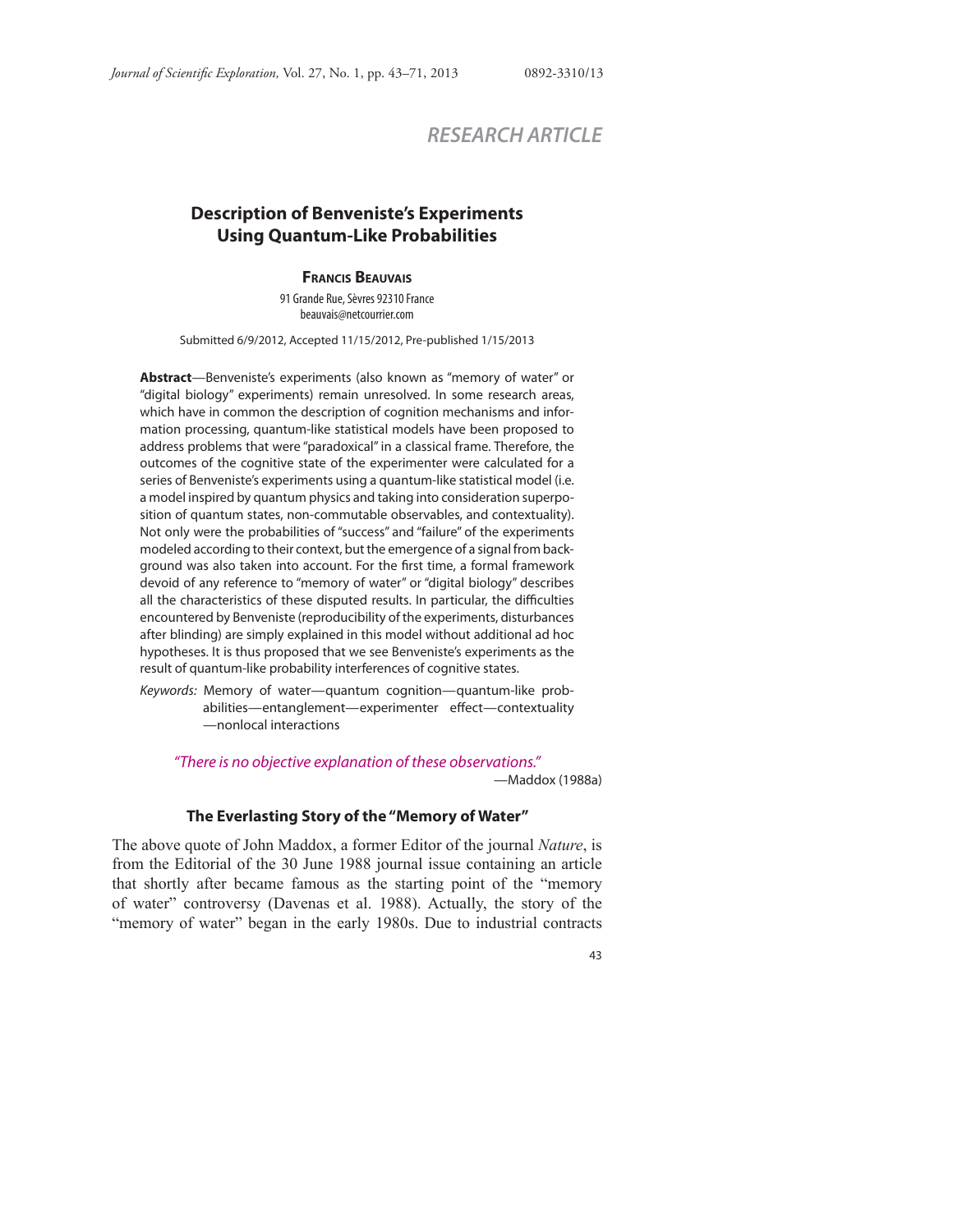*RESEARCH ARTICLE*

# Description of Benveniste's Experiments Using Quantum-Like Probabilities

**Francis Beauvais**

91 Grande Rue, Sèvres 92310 France
beauvais@netcourrier.com

Submitted 6/9/2012, Accepted 11/15/2012, Pre-published 1/15/2013

**Abstract**—Benveniste's experiments (also known as "memory of water" or "digital biology" experiments) remain unresolved. In some research areas, which have in common the description of cognition mechanisms and information processing, quantum-like statistical models have been proposed to address problems that were "paradoxical" in a classical frame. Therefore, the outcomes of the cognitive state of the experimenter were calculated for a series of Benveniste's experiments using a quantum-like statistical model (i.e. a model inspired by quantum physics and taking into consideration superposition of quantum states, non-commutable observables, and contextuality). Not only were the probabilities of "success" and "failure" of the experiments modeled according to their context, but the emergence of a signal from background was also taken into account. For the first time, a formal framework devoid of any reference to "memory of water" or "digital biology" describes all the characteristics of these disputed results. In particular, the difficulties encountered by Benveniste (reproducibility of the experiments, disturbances after blinding) are simply explained in this model without additional ad hoc hypotheses. It is thus proposed that we see Benveniste's experiments as the result of quantum-like probability interferences of cognitive states.

*Keywords:* Memory of water—quantum cognition—quantum-like probabilities—entanglement—experimenter effect—contextuality—nonlocal interactions

*"There is no objective explanation of these observations."*
—Maddox (1988a)

## The Everlasting Story of the "Memory of Water"

The above quote of John Maddox, a former Editor of the journal *Nature*, is from the Editorial of the 30 June 1988 journal issue containing an article that shortly after became famous as the starting point of the "memory of water" controversy (Davenas et al. 1988). Actually, the story of the "memory of water" began in the early 1980s. Due to industrial contracts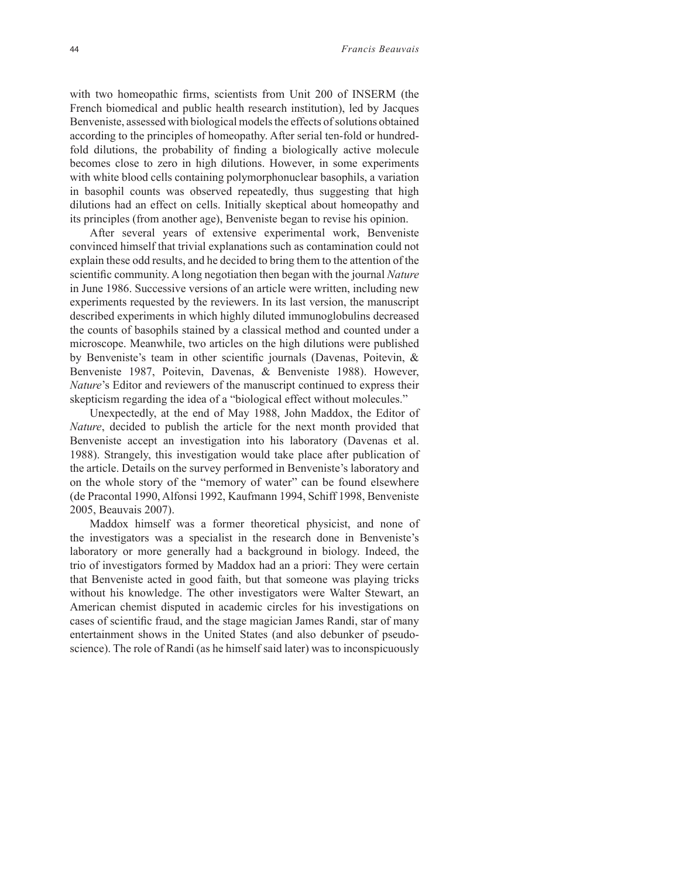with two homeopathic firms, scientists from Unit 200 of INSERM (the French biomedical and public health research institution), led by Jacques Benveniste, assessed with biological models the effects of solutions obtained according to the principles of homeopathy. After serial ten-fold or hundred-fold dilutions, the probability of finding a biologically active molecule becomes close to zero in high dilutions. However, in some experiments with white blood cells containing polymorphonuclear basophils, a variation in basophil counts was observed repeatedly, thus suggesting that high dilutions had an effect on cells. Initially skeptical about homeopathy and its principles (from another age), Benveniste began to revise his opinion.

After several years of extensive experimental work, Benveniste convinced himself that trivial explanations such as contamination could not explain these odd results, and he decided to bring them to the attention of the scientific community. A long negotiation then began with the journal *Nature* in June 1986. Successive versions of an article were written, including new experiments requested by the reviewers. In its last version, the manuscript described experiments in which highly diluted immunoglobulins decreased the counts of basophils stained by a classical method and counted under a microscope. Meanwhile, two articles on the high dilutions were published by Benveniste's team in other scientific journals (Davenas, Poitevin, & Benveniste 1987, Poitevin, Davenas, & Benveniste 1988). However, *Nature*'s Editor and reviewers of the manuscript continued to express their skepticism regarding the idea of a "biological effect without molecules."

Unexpectedly, at the end of May 1988, John Maddox, the Editor of *Nature*, decided to publish the article for the next month provided that Benveniste accept an investigation into his laboratory (Davenas et al. 1988). Strangely, this investigation would take place after publication of the article. Details on the survey performed in Benveniste's laboratory and on the whole story of the "memory of water" can be found elsewhere (de Pracontal 1990, Alfonsi 1992, Kaufmann 1994, Schiff 1998, Benveniste 2005, Beauvais 2007).

Maddox himself was a former theoretical physicist, and none of the investigators was a specialist in the research done in Benveniste's laboratory or more generally had a background in biology. Indeed, the trio of investigators formed by Maddox had an a priori: They were certain that Benveniste acted in good faith, but that someone was playing tricks without his knowledge. The other investigators were Walter Stewart, an American chemist disputed in academic circles for his investigations on cases of scientific fraud, and the stage magician James Randi, star of many entertainment shows in the United States (and also debunker of pseudo-science). The role of Randi (as he himself said later) was to inconspicuously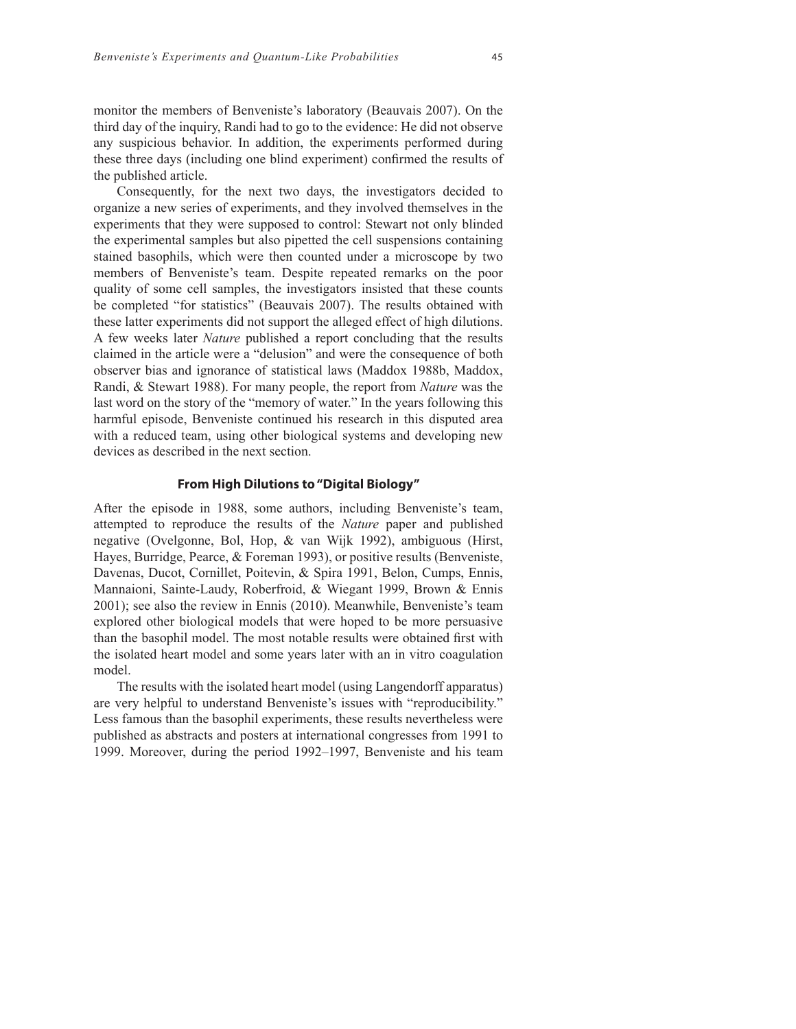monitor the members of Benveniste's laboratory (Beauvais 2007). On the third day of the inquiry, Randi had to go to the evidence: He did not observe any suspicious behavior. In addition, the experiments performed during these three days (including one blind experiment) confirmed the results of the published article.

Consequently, for the next two days, the investigators decided to organize a new series of experiments, and they involved themselves in the experiments that they were supposed to control: Stewart not only blinded the experimental samples but also pipetted the cell suspensions containing stained basophils, which were then counted under a microscope by two members of Benveniste's team. Despite repeated remarks on the poor quality of some cell samples, the investigators insisted that these counts be completed "for statistics" (Beauvais 2007). The results obtained with these latter experiments did not support the alleged effect of high dilutions. A few weeks later *Nature* published a report concluding that the results claimed in the article were a "delusion" and were the consequence of both observer bias and ignorance of statistical laws (Maddox 1988b, Maddox, Randi, & Stewart 1988). For many people, the report from *Nature* was the last word on the story of the "memory of water." In the years following this harmful episode, Benveniste continued his research in this disputed area with a reduced team, using other biological systems and developing new devices as described in the next section.

## From High Dilutions to "Digital Biology"

After the episode in 1988, some authors, including Benveniste's team, attempted to reproduce the results of the *Nature* paper and published negative (Ovelgonne, Bol, Hop, & van Wijk 1992), ambiguous (Hirst, Hayes, Burridge, Pearce, & Foreman 1993), or positive results (Benveniste, Davenas, Ducot, Cornillet, Poitevin, & Spira 1991, Belon, Cumps, Ennis, Mannaioni, Sainte-Laudy, Roberfroid, & Wiegant 1999, Brown & Ennis 2001); see also the review in Ennis (2010). Meanwhile, Benveniste's team explored other biological models that were hoped to be more persuasive than the basophil model. The most notable results were obtained first with the isolated heart model and some years later with an in vitro coagulation model.

The results with the isolated heart model (using Langendorff apparatus) are very helpful to understand Benveniste's issues with "reproducibility." Less famous than the basophil experiments, these results nevertheless were published as abstracts and posters at international congresses from 1991 to 1999. Moreover, during the period 1992–1997, Benveniste and his team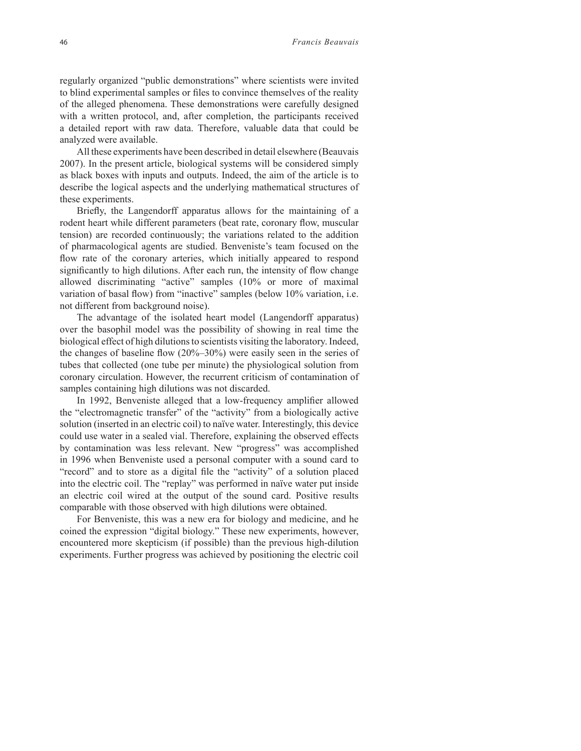regularly organized "public demonstrations" where scientists were invited to blind experimental samples or files to convince themselves of the reality of the alleged phenomena. These demonstrations were carefully designed with a written protocol, and, after completion, the participants received a detailed report with raw data. Therefore, valuable data that could be analyzed were available.

All these experiments have been described in detail elsewhere (Beauvais 2007). In the present article, biological systems will be considered simply as black boxes with inputs and outputs. Indeed, the aim of the article is to describe the logical aspects and the underlying mathematical structures of these experiments.

Briefly, the Langendorff apparatus allows for the maintaining of a rodent heart while different parameters (beat rate, coronary flow, muscular tension) are recorded continuously; the variations related to the addition of pharmacological agents are studied. Benveniste's team focused on the flow rate of the coronary arteries, which initially appeared to respond significantly to high dilutions. After each run, the intensity of flow change allowed discriminating "active" samples (10% or more of maximal variation of basal flow) from "inactive" samples (below 10% variation, i.e. not different from background noise).

The advantage of the isolated heart model (Langendorff apparatus) over the basophil model was the possibility of showing in real time the biological effect of high dilutions to scientists visiting the laboratory. Indeed, the changes of baseline flow (20%–30%) were easily seen in the series of tubes that collected (one tube per minute) the physiological solution from coronary circulation. However, the recurrent criticism of contamination of samples containing high dilutions was not discarded.

In 1992, Benveniste alleged that a low-frequency amplifier allowed the "electromagnetic transfer" of the "activity" from a biologically active solution (inserted in an electric coil) to naïve water. Interestingly, this device could use water in a sealed vial. Therefore, explaining the observed effects by contamination was less relevant. New "progress" was accomplished in 1996 when Benveniste used a personal computer with a sound card to "record" and to store as a digital file the "activity" of a solution placed into the electric coil. The "replay" was performed in naïve water put inside an electric coil wired at the output of the sound card. Positive results comparable with those observed with high dilutions were obtained.

For Benveniste, this was a new era for biology and medicine, and he coined the expression "digital biology." These new experiments, however, encountered more skepticism (if possible) than the previous high-dilution experiments. Further progress was achieved by positioning the electric coil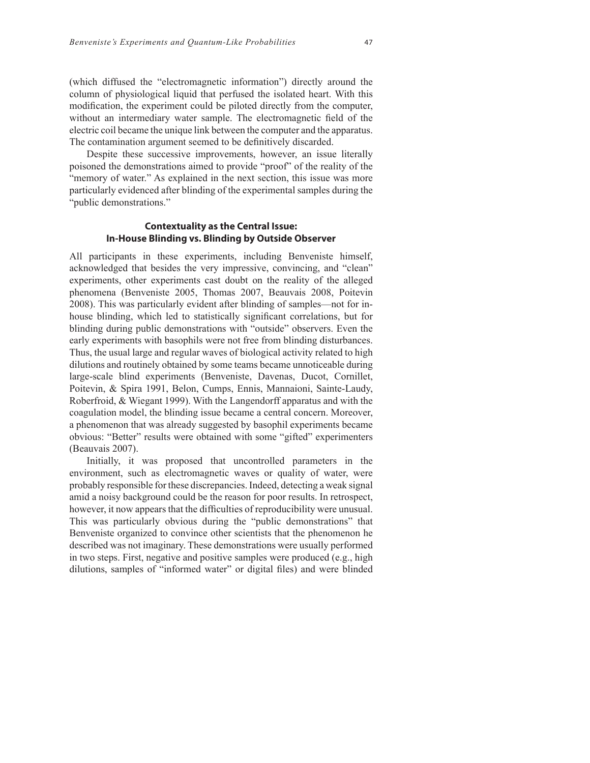(which diffused the "electromagnetic information") directly around the column of physiological liquid that perfused the isolated heart. With this modification, the experiment could be piloted directly from the computer, without an intermediary water sample. The electromagnetic field of the electric coil became the unique link between the computer and the apparatus. The contamination argument seemed to be definitively discarded.

Despite these successive improvements, however, an issue literally poisoned the demonstrations aimed to provide "proof" of the reality of the "memory of water." As explained in the next section, this issue was more particularly evidenced after blinding of the experimental samples during the "public demonstrations."

## Contextuality as the Central Issue: In-House Blinding vs. Blinding by Outside Observer

All participants in these experiments, including Benveniste himself, acknowledged that besides the very impressive, convincing, and "clean" experiments, other experiments cast doubt on the reality of the alleged phenomena (Benveniste 2005, Thomas 2007, Beauvais 2008, Poitevin 2008). This was particularly evident after blinding of samples—not for in-house blinding, which led to statistically significant correlations, but for blinding during public demonstrations with "outside" observers. Even the early experiments with basophils were not free from blinding disturbances. Thus, the usual large and regular waves of biological activity related to high dilutions and routinely obtained by some teams became unnoticeable during large-scale blind experiments (Benveniste, Davenas, Ducot, Cornillet, Poitevin, & Spira 1991, Belon, Cumps, Ennis, Mannaioni, Sainte-Laudy, Roberfroid, & Wiegant 1999). With the Langendorff apparatus and with the coagulation model, the blinding issue became a central concern. Moreover, a phenomenon that was already suggested by basophil experiments became obvious: "Better" results were obtained with some "gifted" experimenters (Beauvais 2007).

Initially, it was proposed that uncontrolled parameters in the environment, such as electromagnetic waves or quality of water, were probably responsible for these discrepancies. Indeed, detecting a weak signal amid a noisy background could be the reason for poor results. In retrospect, however, it now appears that the difficulties of reproducibility were unusual. This was particularly obvious during the "public demonstrations" that Benveniste organized to convince other scientists that the phenomenon he described was not imaginary. These demonstrations were usually performed in two steps. First, negative and positive samples were produced (e.g., high dilutions, samples of "informed water" or digital files) and were blinded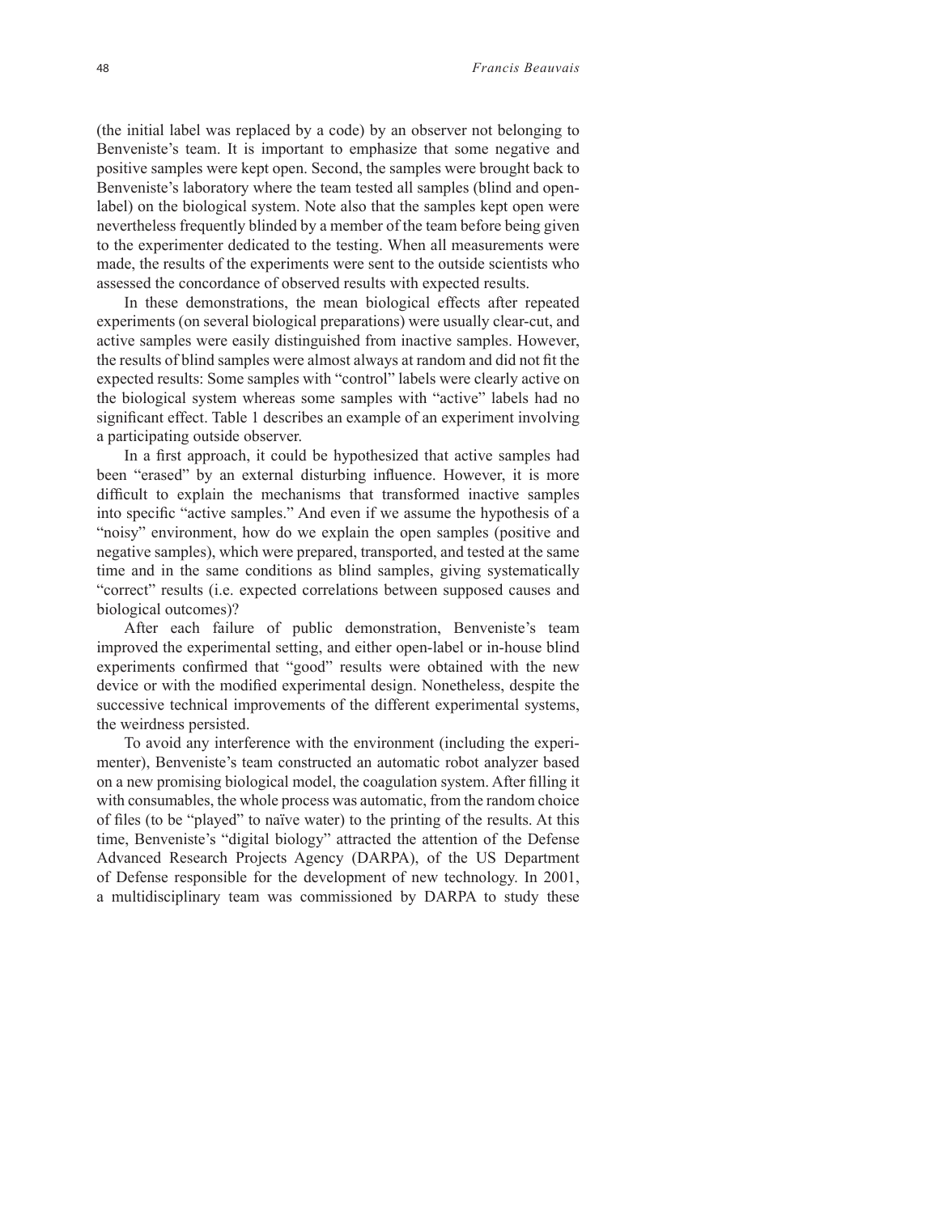(the initial label was replaced by a code) by an observer not belonging to Benveniste's team. It is important to emphasize that some negative and positive samples were kept open. Second, the samples were brought back to Benveniste's laboratory where the team tested all samples (blind and open-label) on the biological system. Note also that the samples kept open were nevertheless frequently blinded by a member of the team before being given to the experimenter dedicated to the testing. When all measurements were made, the results of the experiments were sent to the outside scientists who assessed the concordance of observed results with expected results.

In these demonstrations, the mean biological effects after repeated experiments (on several biological preparations) were usually clear-cut, and active samples were easily distinguished from inactive samples. However, the results of blind samples were almost always at random and did not fit the expected results: Some samples with "control" labels were clearly active on the biological system whereas some samples with "active" labels had no significant effect. Table 1 describes an example of an experiment involving a participating outside observer.

In a first approach, it could be hypothesized that active samples had been "erased" by an external disturbing influence. However, it is more difficult to explain the mechanisms that transformed inactive samples into specific "active samples." And even if we assume the hypothesis of a "noisy" environment, how do we explain the open samples (positive and negative samples), which were prepared, transported, and tested at the same time and in the same conditions as blind samples, giving systematically "correct" results (i.e. expected correlations between supposed causes and biological outcomes)?

After each failure of public demonstration, Benveniste's team improved the experimental setting, and either open-label or in-house blind experiments confirmed that "good" results were obtained with the new device or with the modified experimental design. Nonetheless, despite the successive technical improvements of the different experimental systems, the weirdness persisted.

To avoid any interference with the environment (including the experimenter), Benveniste's team constructed an automatic robot analyzer based on a new promising biological model, the coagulation system. After filling it with consumables, the whole process was automatic, from the random choice of files (to be "played" to naïve water) to the printing of the results. At this time, Benveniste's "digital biology" attracted the attention of the Defense Advanced Research Projects Agency (DARPA), of the US Department of Defense responsible for the development of new technology. In 2001, a multidisciplinary team was commissioned by DARPA to study these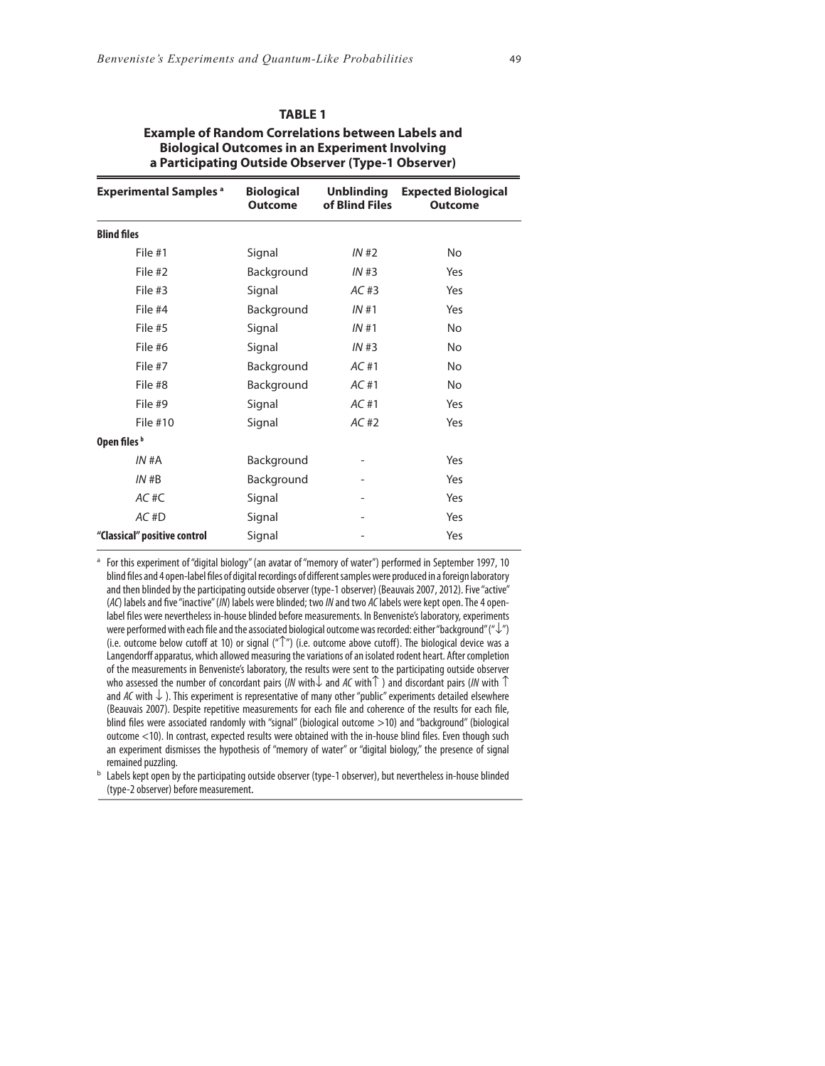**TABLE 1**

**Example of Random Correlations between Labels and Biological Outcomes in an Experiment Involving a Participating Outside Observer (Type-1 Observer)**

| Experimental Samples [a] | Biological Outcome | Unblinding of Blind Files | Expected Biological Outcome |
|---|---|---|---|
| **Blind files** | | | |
| File #1 | Signal | *IN* #2 | No |
| File #2 | Background | *IN* #3 | Yes |
| File #3 | Signal | *AC* #3 | Yes |
| File #4 | Background | *IN* #1 | Yes |
| File #5 | Signal | *IN* #1 | No |
| File #6 | Signal | *IN* #3 | No |
| File #7 | Background | *AC* #1 | No |
| File #8 | Background | *AC* #1 | No |
| File #9 | Signal | *AC* #1 | Yes |
| File #10 | Signal | *AC* #2 | Yes |
| **Open files [b]** | | | |
| *IN* #A | Background | - | Yes |
| *IN* #B | Background | - | Yes |
| *AC* #C | Signal | - | Yes |
| *AC* #D | Signal | - | Yes |
| **"Classical" positive control** | Signal | - | Yes |

[a] For this experiment of "digital biology" (an avatar of "memory of water") performed in September 1997, 10 blind files and 4 open-label files of digital recordings of different samples were produced in a foreign laboratory and then blinded by the participating outside observer (type-1 observer) (Beauvais 2007, 2012). Five "active" (*AC*) labels and five "inactive" (*IN*) labels were blinded; two *IN* and two *AC* labels were kept open. The 4 open-label files were nevertheless in-house blinded before measurements. In Benveniste's laboratory, experiments were performed with each file and the associated biological outcome was recorded: either "background" ("$\downarrow$") (i.e. outcome below cutoff at 10) or signal ("$\uparrow$") (i.e. outcome above cutoff). The biological device was a Langendorff apparatus, which allowed measuring the variations of an isolated rodent heart. After completion of the measurements in Benveniste's laboratory, the results were sent to the participating outside observer who assessed the number of concordant pairs (*IN* with $\downarrow$ and *AC* with $\uparrow$) and discordant pairs (*IN* with $\uparrow$ and *AC* with $\downarrow$). This experiment is representative of many other "public" experiments detailed elsewhere (Beauvais 2007). Despite repetitive measurements for each file and coherence of the results for each file, blind files were associated randomly with "signal" (biological outcome >10) and "background" (biological outcome <10). In contrast, expected results were obtained with the in-house blind files. Even though such an experiment dismisses the hypothesis of "memory of water" or "digital biology," the presence of signal remained puzzling.

[b] Labels kept open by the participating outside observer (type-1 observer), but nevertheless in-house blinded (type-2 observer) before measurement.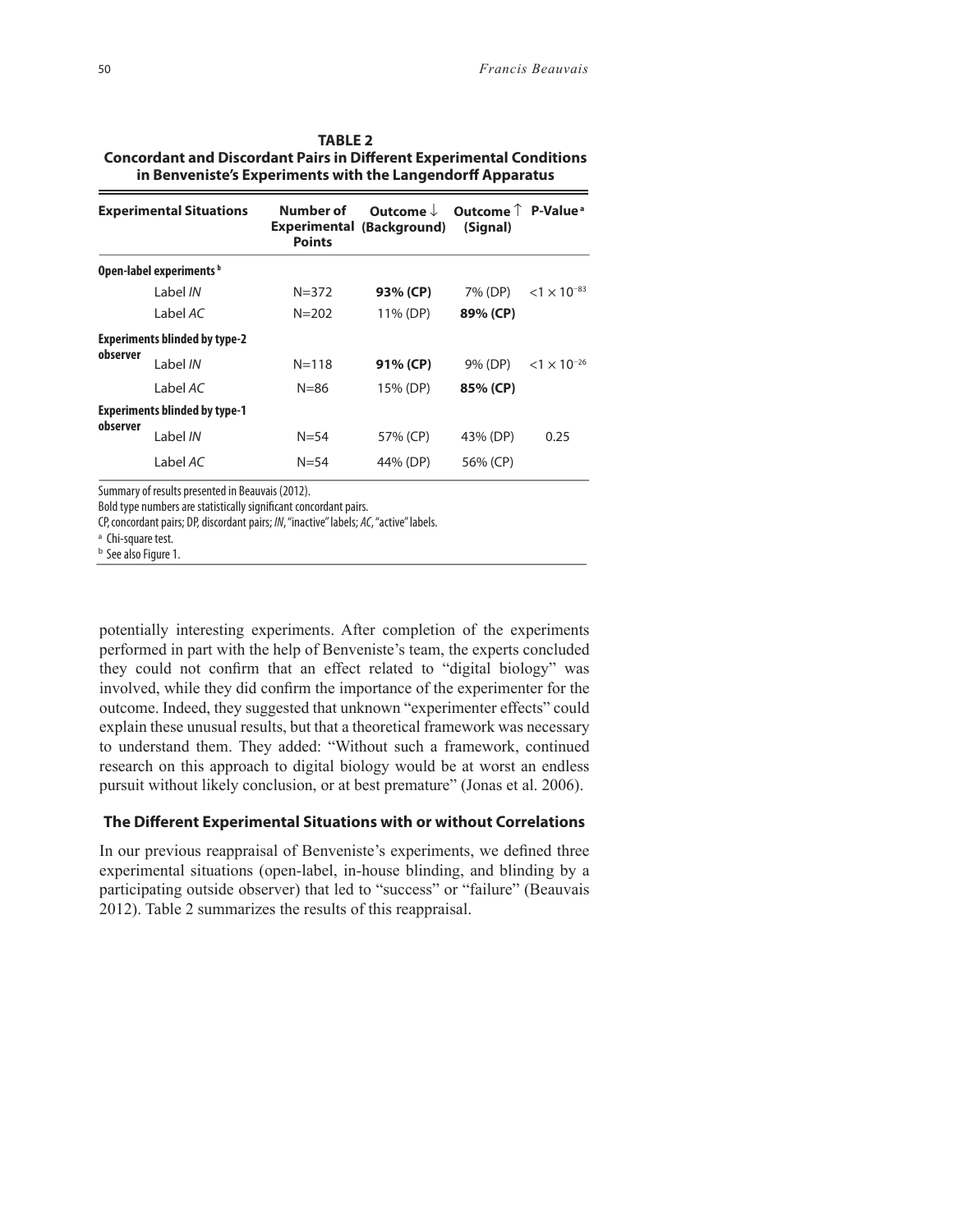**TABLE 2**
**Concordant and Discordant Pairs in Different Experimental Conditions in Benveniste's Experiments with the Langendorff Apparatus**

| Experimental Situations | | Number of Experimental Points | Outcome ↓ (Background) | Outcome ↑ (Signal) | P-Value[a] |
|---|---|---|---|---|---|
| **Open-label experiments**[b] | | | | | |
| | Label *IN* | N=372 | **93% (CP)** | 7% (DP) | $<1 \times 10^{-83}$ |
| | Label *AC* | N=202 | 11% (DP) | **89% (CP)** | |
| **Experiments blinded by type-2 observer** | | | | | |
| | Label *IN* | N=118 | **91% (CP)** | 9% (DP) | $<1 \times 10^{-26}$ |
| | Label *AC* | N=86 | 15% (DP) | **85% (CP)** | |
| **Experiments blinded by type-1 observer** | | | | | |
| | Label *IN* | N=54 | 57% (CP) | 43% (DP) | 0.25 |
| | Label *AC* | N=54 | 44% (DP) | 56% (CP) | |

Summary of results presented in Beauvais (2012).
Bold type numbers are statistically significant concordant pairs.
CP, concordant pairs; DP, discordant pairs; *IN*, "inactive" labels; *AC*, "active" labels.
[a] Chi-square test.
[b] See also Figure 1.

potentially interesting experiments. After completion of the experiments performed in part with the help of Benveniste's team, the experts concluded they could not confirm that an effect related to "digital biology" was involved, while they did confirm the importance of the experimenter for the outcome. Indeed, they suggested that unknown "experimenter effects" could explain these unusual results, but that a theoretical framework was necessary to understand them. They added: "Without such a framework, continued research on this approach to digital biology would be at worst an endless pursuit without likely conclusion, or at best premature" (Jonas et al. 2006).

## The Different Experimental Situations with or without Correlations

In our previous reappraisal of Benveniste's experiments, we defined three experimental situations (open-label, in-house blinding, and blinding by a participating outside observer) that led to "success" or "failure" (Beauvais 2012). Table 2 summarizes the results of this reappraisal.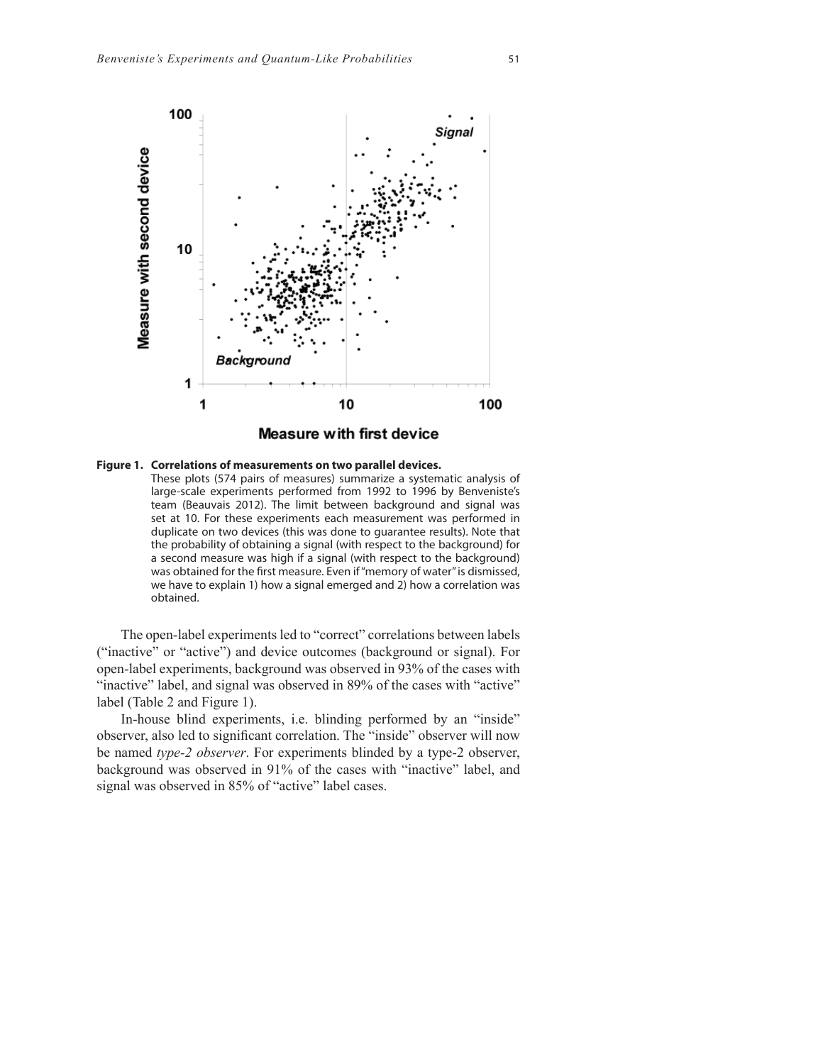**Figure 1. Correlations of measurements on two parallel devices.** These plots (574 pairs of measures) summarize a systematic analysis of large-scale experiments performed from 1992 to 1996 by Benveniste's team (Beauvais 2012). The limit between background and signal was set at 10. For these experiments each measurement was performed in duplicate on two devices (this was done to guarantee results). Note that the probability of obtaining a signal (with respect to the background) for a second measure was high if a signal (with respect to the background) was obtained for the first measure. Even if "memory of water" is dismissed, we have to explain 1) how a signal emerged and 2) how a correlation was obtained.

The open-label experiments led to "correct" correlations between labels ("inactive" or "active") and device outcomes (background or signal). For open-label experiments, background was observed in 93% of the cases with "inactive" label, and signal was observed in 89% of the cases with "active" label (Table 2 and Figure 1).

In-house blind experiments, i.e. blinding performed by an "inside" observer, also led to significant correlation. The "inside" observer will now be named *type-2 observer*. For experiments blinded by a type-2 observer, background was observed in 91% of the cases with "inactive" label, and signal was observed in 85% of "active" label cases.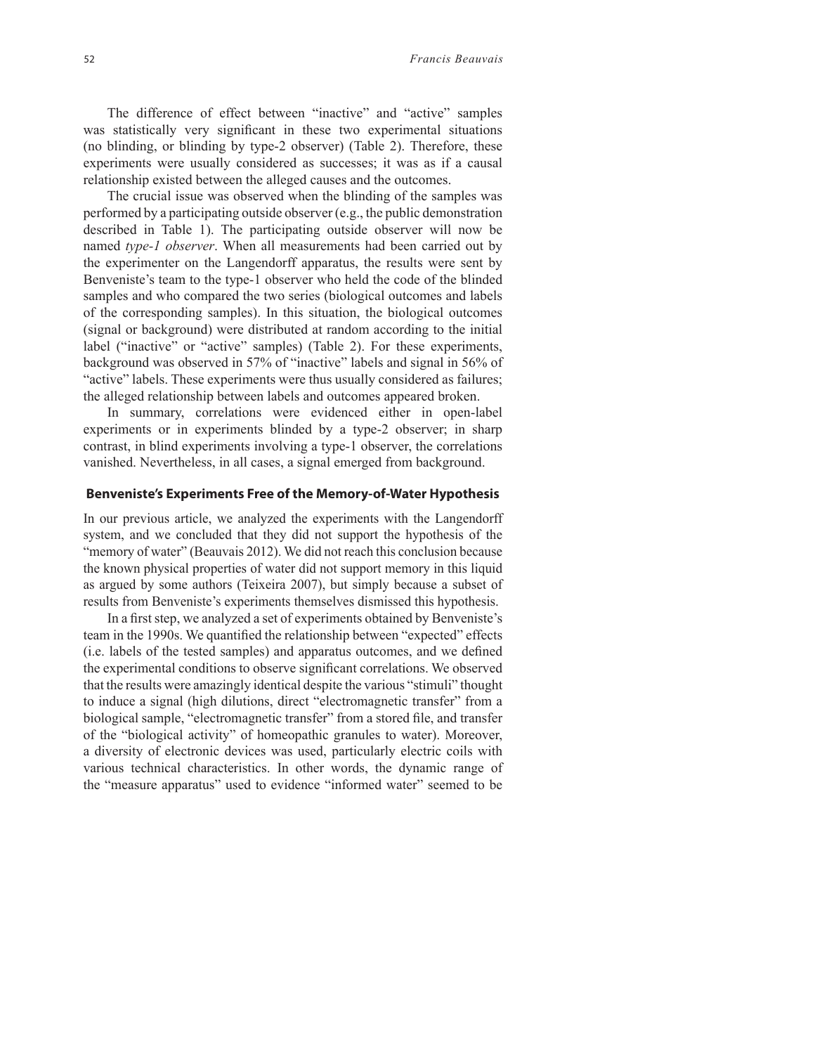The difference of effect between "inactive" and "active" samples was statistically very significant in these two experimental situations (no blinding, or blinding by type-2 observer) (Table 2). Therefore, these experiments were usually considered as successes; it was as if a causal relationship existed between the alleged causes and the outcomes.

The crucial issue was observed when the blinding of the samples was performed by a participating outside observer (e.g., the public demonstration described in Table 1). The participating outside observer will now be named *type-1 observer*. When all measurements had been carried out by the experimenter on the Langendorff apparatus, the results were sent by Benveniste's team to the type-1 observer who held the code of the blinded samples and who compared the two series (biological outcomes and labels of the corresponding samples). In this situation, the biological outcomes (signal or background) were distributed at random according to the initial label ("inactive" or "active" samples) (Table 2). For these experiments, background was observed in 57% of "inactive" labels and signal in 56% of "active" labels. These experiments were thus usually considered as failures; the alleged relationship between labels and outcomes appeared broken.

In summary, correlations were evidenced either in open-label experiments or in experiments blinded by a type-2 observer; in sharp contrast, in blind experiments involving a type-1 observer, the correlations vanished. Nevertheless, in all cases, a signal emerged from background.

## Benveniste's Experiments Free of the Memory-of-Water Hypothesis

In our previous article, we analyzed the experiments with the Langendorff system, and we concluded that they did not support the hypothesis of the "memory of water" (Beauvais 2012). We did not reach this conclusion because the known physical properties of water did not support memory in this liquid as argued by some authors (Teixeira 2007), but simply because a subset of results from Benveniste's experiments themselves dismissed this hypothesis.

In a first step, we analyzed a set of experiments obtained by Benveniste's team in the 1990s. We quantified the relationship between "expected" effects (i.e. labels of the tested samples) and apparatus outcomes, and we defined the experimental conditions to observe significant correlations. We observed that the results were amazingly identical despite the various "stimuli" thought to induce a signal (high dilutions, direct "electromagnetic transfer" from a biological sample, "electromagnetic transfer" from a stored file, and transfer of the "biological activity" of homeopathic granules to water). Moreover, a diversity of electronic devices was used, particularly electric coils with various technical characteristics. In other words, the dynamic range of the "measure apparatus" used to evidence "informed water" seemed to be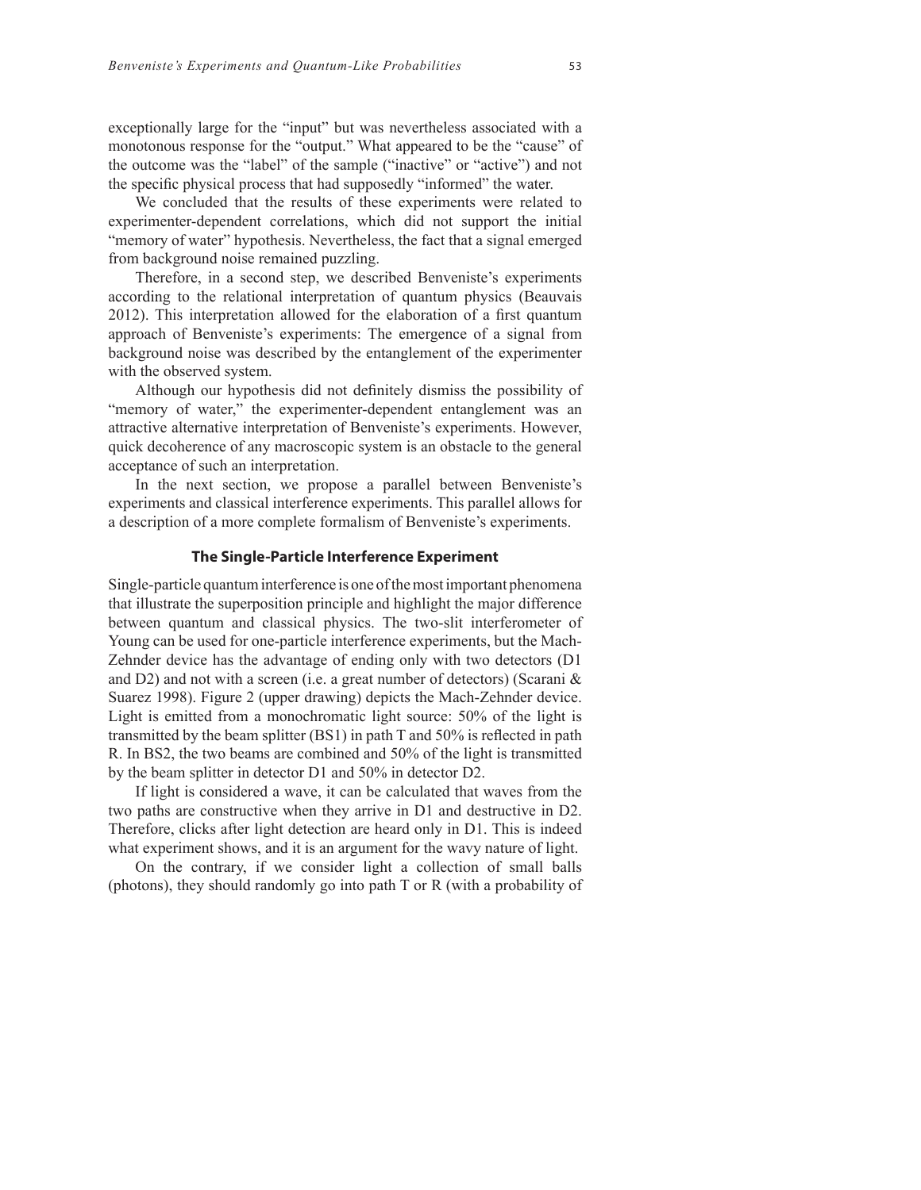exceptionally large for the "input" but was nevertheless associated with a monotonous response for the "output." What appeared to be the "cause" of the outcome was the "label" of the sample ("inactive" or "active") and not the specific physical process that had supposedly "informed" the water.

We concluded that the results of these experiments were related to experimenter-dependent correlations, which did not support the initial "memory of water" hypothesis. Nevertheless, the fact that a signal emerged from background noise remained puzzling.

Therefore, in a second step, we described Benveniste's experiments according to the relational interpretation of quantum physics (Beauvais 2012). This interpretation allowed for the elaboration of a first quantum approach of Benveniste's experiments: The emergence of a signal from background noise was described by the entanglement of the experimenter with the observed system.

Although our hypothesis did not definitely dismiss the possibility of "memory of water," the experimenter-dependent entanglement was an attractive alternative interpretation of Benveniste's experiments. However, quick decoherence of any macroscopic system is an obstacle to the general acceptance of such an interpretation.

In the next section, we propose a parallel between Benveniste's experiments and classical interference experiments. This parallel allows for a description of a more complete formalism of Benveniste's experiments.

## The Single-Particle Interference Experiment

Single-particle quantum interference is one of the most important phenomena that illustrate the superposition principle and highlight the major difference between quantum and classical physics. The two-slit interferometer of Young can be used for one-particle interference experiments, but the Mach-Zehnder device has the advantage of ending only with two detectors (D1 and D2) and not with a screen (i.e. a great number of detectors) (Scarani & Suarez 1998). Figure 2 (upper drawing) depicts the Mach-Zehnder device. Light is emitted from a monochromatic light source: 50% of the light is transmitted by the beam splitter (BS1) in path T and 50% is reflected in path R. In BS2, the two beams are combined and 50% of the light is transmitted by the beam splitter in detector D1 and 50% in detector D2.

If light is considered a wave, it can be calculated that waves from the two paths are constructive when they arrive in D1 and destructive in D2. Therefore, clicks after light detection are heard only in D1. This is indeed what experiment shows, and it is an argument for the wavy nature of light.

On the contrary, if we consider light a collection of small balls (photons), they should randomly go into path T or R (with a probability of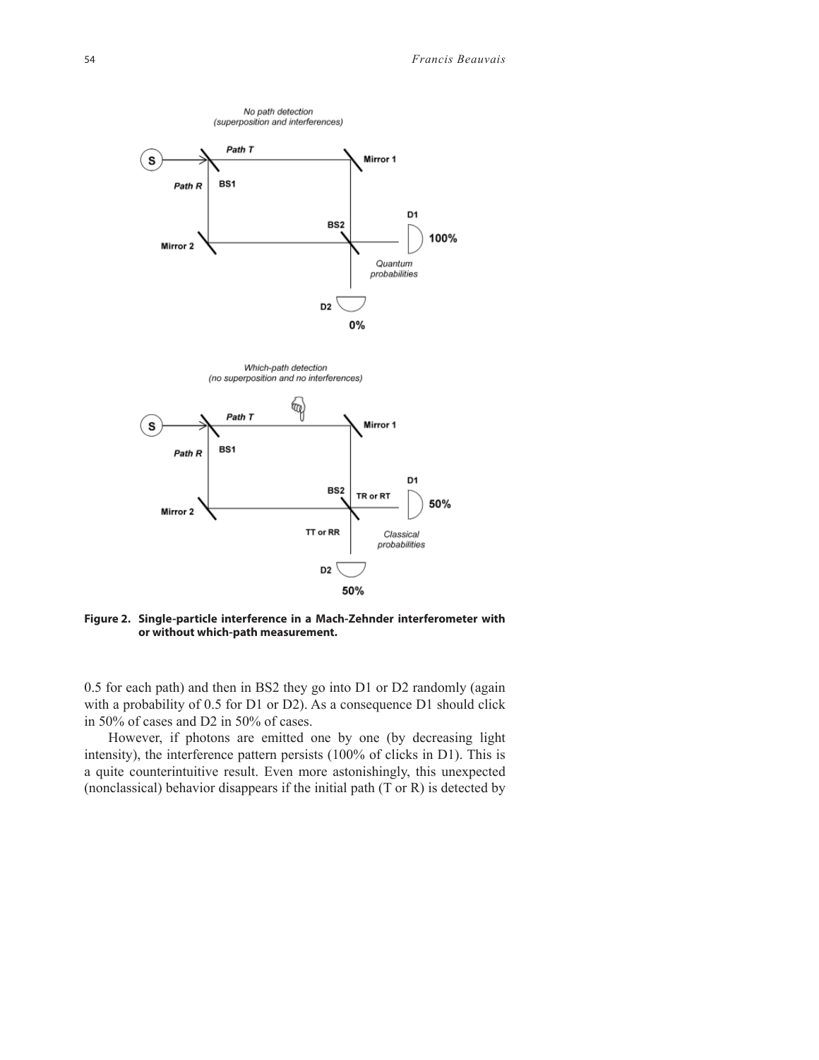**Figure 2. Single-particle interference in a Mach-Zehnder interferometer with or without which-path measurement.**

0.5 for each path) and then in BS2 they go into D1 or D2 randomly (again with a probability of 0.5 for D1 or D2). As a consequence D1 should click in 50% of cases and D2 in 50% of cases.

However, if photons are emitted one by one (by decreasing light intensity), the interference pattern persists (100% of clicks in D1). This is a quite counterintuitive result. Even more astonishingly, this unexpected (nonclassical) behavior disappears if the initial path (T or R) is detected by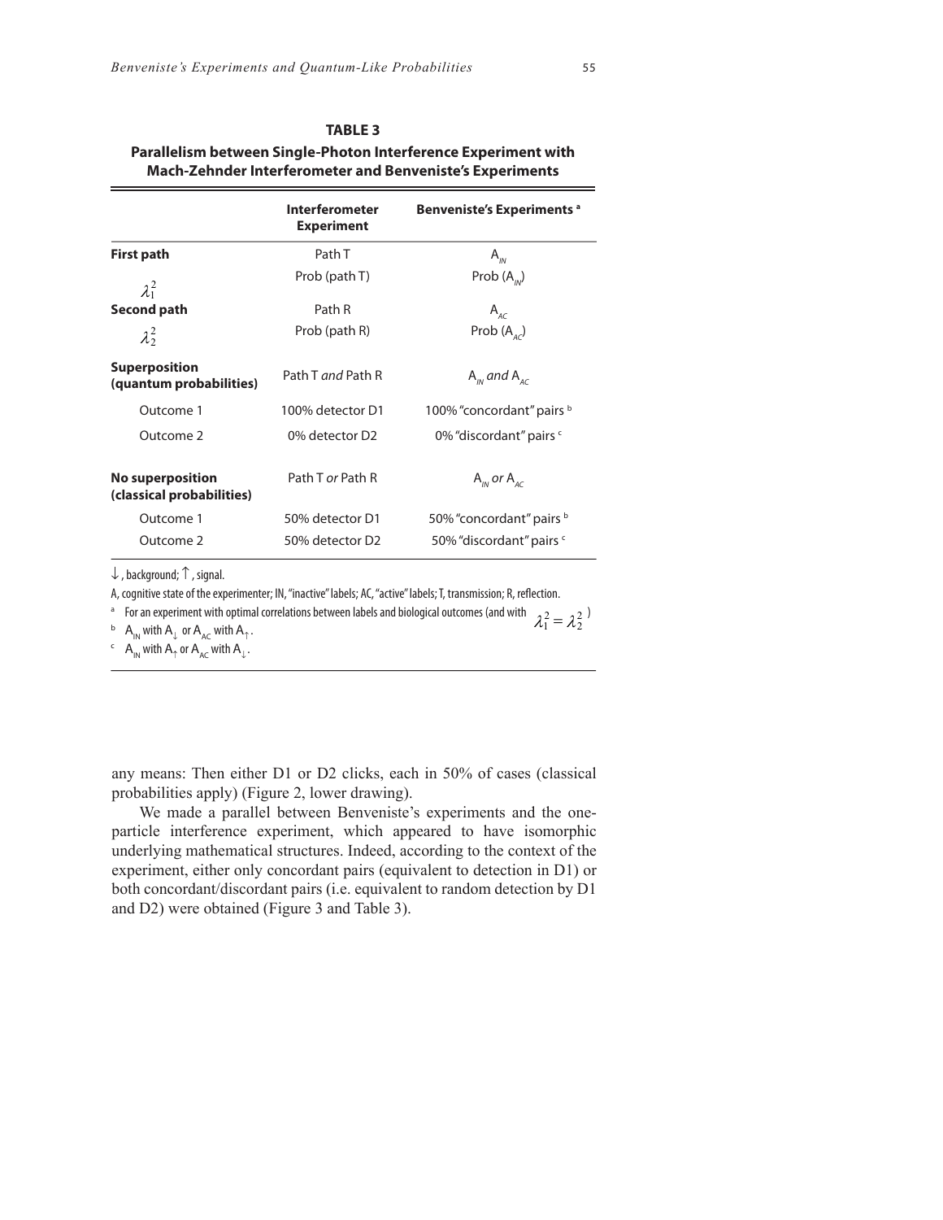**TABLE 3**

**Parallelism between Single-Photon Interference Experiment with Mach-Zehnder Interferometer and Benveniste's Experiments**

| | **Interferometer Experiment** | **Benveniste's Experiments** [a] |
|---|---|---|
| **First path** | Path T | $A_{IN}$ |
| $\lambda_1^2$ | Prob (path T) | Prob ($A_{IN}$) |
| **Second path** | Path R | $A_{AC}$ |
| $\lambda_2^2$ | Prob (path R) | Prob ($A_{AC}$) |
| **Superposition (quantum probabilities)** | Path T *and* Path R | $A_{IN}$ *and* $A_{AC}$ |
| Outcome 1 | 100% detector D1 | 100% "concordant" pairs [b] |
| Outcome 2 | 0% detector D2 | 0% "discordant" pairs [c] |
| **No superposition (classical probabilities)** | Path T *or* Path R | $A_{IN}$ *or* $A_{AC}$ |
| Outcome 1 | 50% detector D1 | 50% "concordant" pairs [b] |
| Outcome 2 | 50% detector D2 | 50% "discordant" pairs [c] |

$\downarrow$, background; $\uparrow$, signal.

A, cognitive state of the experimenter; IN, "inactive" labels; AC, "active" labels; T, transmission; R, reflection.

[a] For an experiment with optimal correlations between labels and biological outcomes (and with $\lambda_1^2 = \lambda_2^2$)

[b] $A_{IN}$ with $A_{\downarrow}$ or $A_{AC}$ with $A_{\uparrow}$.

[c] $A_{IN}$ with $A_{\uparrow}$ or $A_{AC}$ with $A_{\downarrow}$.

any means: Then either D1 or D2 clicks, each in 50% of cases (classical probabilities apply) (Figure 2, lower drawing).

We made a parallel between Benveniste's experiments and the one-particle interference experiment, which appeared to have isomorphic underlying mathematical structures. Indeed, according to the context of the experiment, either only concordant pairs (equivalent to detection in D1) or both concordant/discordant pairs (i.e. equivalent to random detection by D1 and D2) were obtained (Figure 3 and Table 3).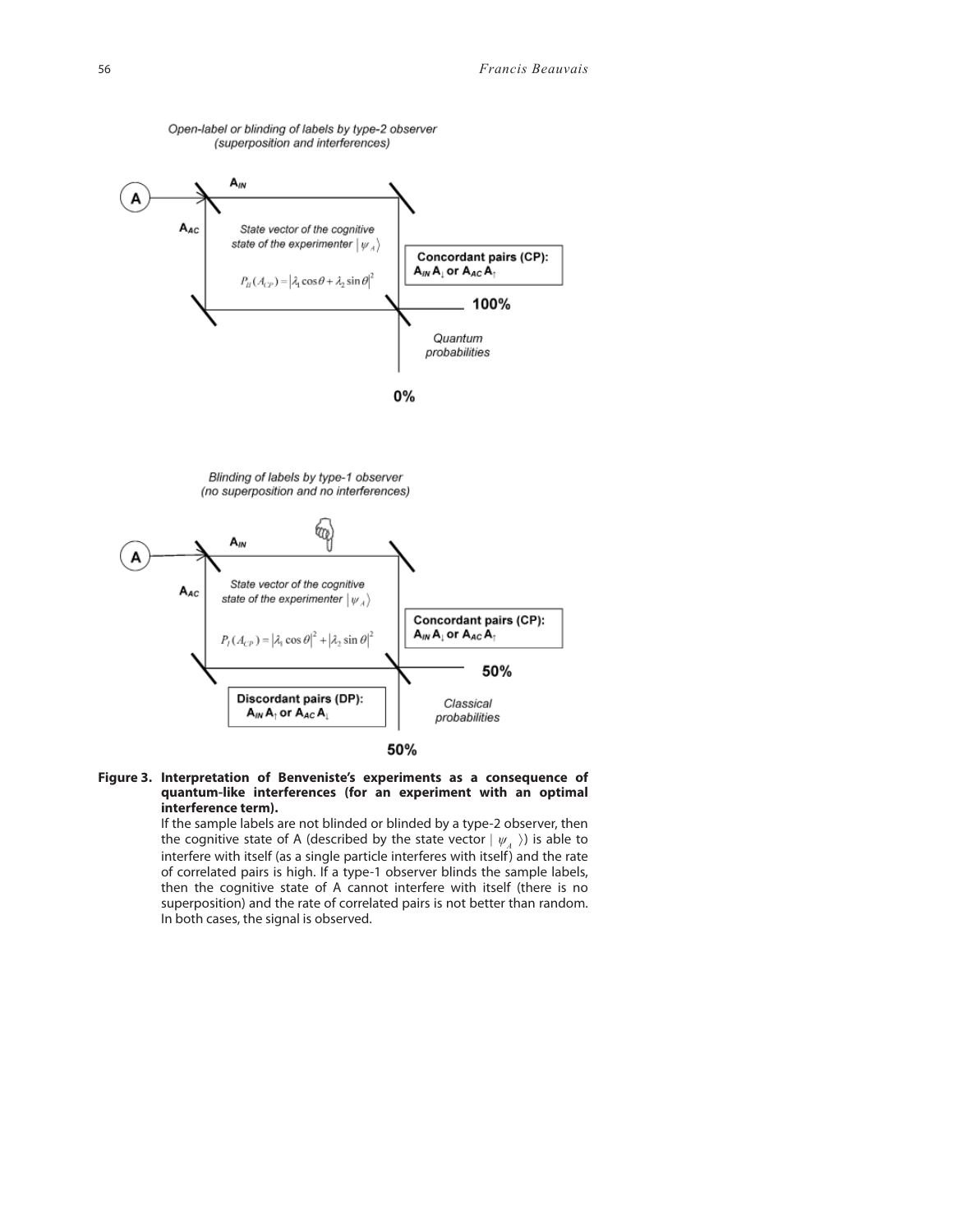Open-label or blinding of labels by type-2 observer
(superposition and interferences)

$A_{IN}$

$A_{AC}$

State vector of the cognitive state of the experimenter $|\psi_A\rangle$

$P_{II}(A_{CP}) = |\lambda_1 \cos\theta + \lambda_2 \sin\theta|^2$

**Concordant pairs (CP):**
**$A_{IN} A_{\downarrow}$ or $A_{AC} A_{\uparrow}$**

**100%**

*Quantum probabilities*

**0%**

Blinding of labels by type-1 observer
(no superposition and no interferences)

$A_{IN}$

$A_{AC}$

State vector of the cognitive state of the experimenter $|\psi_A\rangle$

$P_I(A_{CP}) = |\lambda_1 \cos\theta|^2 + |\lambda_2 \sin\theta|^2$

**Concordant pairs (CP):**
**$A_{IN} A_{\downarrow}$ or $A_{AC} A_{\uparrow}$**

**50%**

**Discordant pairs (DP):**
**$A_{IN} A_{\uparrow}$ or $A_{AC} A_{\downarrow}$**

*Classical probabilities*

**50%**

**Figure 3. Interpretation of Benveniste's experiments as a consequence of quantum-like interferences (for an experiment with an optimal interference term).**

If the sample labels are not blinded or blinded by a type-2 observer, then the cognitive state of A (described by the state vector $|\psi_A\rangle$) is able to interfere with itself (as a single particle interferes with itself) and the rate of correlated pairs is high. If a type-1 observer blinds the sample labels, then the cognitive state of A cannot interfere with itself (there is no superposition) and the rate of correlated pairs is not better than random. In both cases, the signal is observed.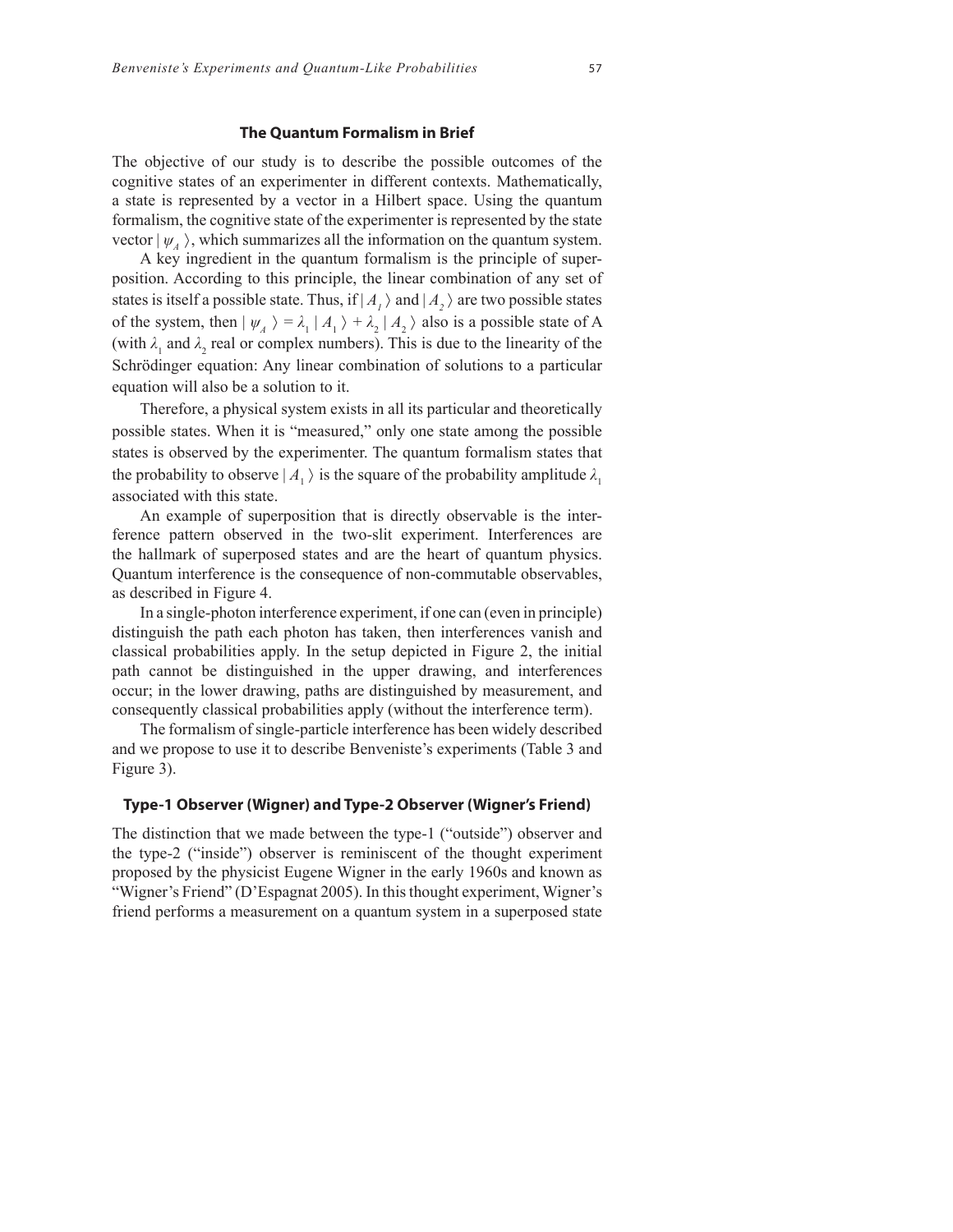## The Quantum Formalism in Brief

The objective of our study is to describe the possible outcomes of the cognitive states of an experimenter in different contexts. Mathematically, a state is represented by a vector in a Hilbert space. Using the quantum formalism, the cognitive state of the experimenter is represented by the state vector $|\psi_A\rangle$, which summarizes all the information on the quantum system.

A key ingredient in the quantum formalism is the principle of superposition. According to this principle, the linear combination of any set of states is itself a possible state. Thus, if $|A_1\rangle$ and $|A_2\rangle$ are two possible states of the system, then $|\psi_A\rangle = \lambda_1 |A_1\rangle + \lambda_2 |A_2\rangle$ also is a possible state of A (with $\lambda_1$ and $\lambda_2$ real or complex numbers). This is due to the linearity of the Schrödinger equation: Any linear combination of solutions to a particular equation will also be a solution to it.

Therefore, a physical system exists in all its particular and theoretically possible states. When it is "measured," only one state among the possible states is observed by the experimenter. The quantum formalism states that the probability to observe $|A_1\rangle$ is the square of the probability amplitude $\lambda_1$ associated with this state.

An example of superposition that is directly observable is the interference pattern observed in the two-slit experiment. Interferences are the hallmark of superposed states and are the heart of quantum physics. Quantum interference is the consequence of non-commutable observables, as described in Figure 4.

In a single-photon interference experiment, if one can (even in principle) distinguish the path each photon has taken, then interferences vanish and classical probabilities apply. In the setup depicted in Figure 2, the initial path cannot be distinguished in the upper drawing, and interferences occur; in the lower drawing, paths are distinguished by measurement, and consequently classical probabilities apply (without the interference term).

The formalism of single-particle interference has been widely described and we propose to use it to describe Benveniste's experiments (Table 3 and Figure 3).

## Type-1 Observer (Wigner) and Type-2 Observer (Wigner's Friend)

The distinction that we made between the type-1 ("outside") observer and the type-2 ("inside") observer is reminiscent of the thought experiment proposed by the physicist Eugene Wigner in the early 1960s and known as "Wigner's Friend" (D'Espagnat 2005). In this thought experiment, Wigner's friend performs a measurement on a quantum system in a superposed state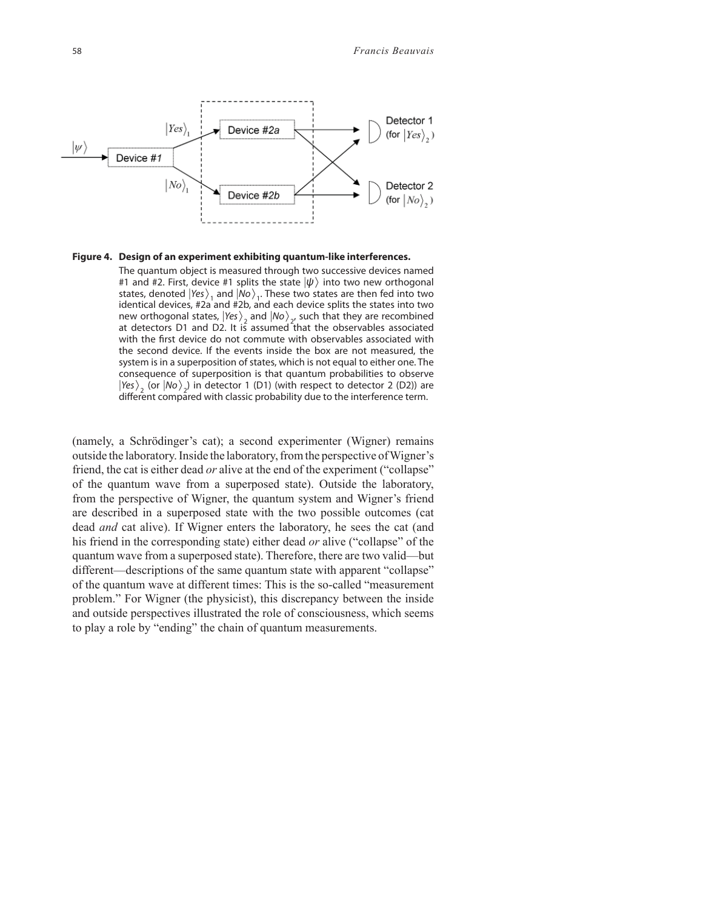**Figure 4. Design of an experiment exhibiting quantum-like interferences.**

The quantum object is measured through two successive devices named #1 and #2. First, device #1 splits the state $|\psi\rangle$ into two new orthogonal states, denoted $|Yes\rangle_1$ and $|No\rangle_1$. These two states are then fed into two identical devices, #2a and #2b, and each device splits the states into two new orthogonal states, $|Yes\rangle_2$ and $|No\rangle_2$, such that they are recombined at detectors D1 and D2. It is assumed that the observables associated with the first device do not commute with observables associated with the second device. If the events inside the box are not measured, the system is in a superposition of states, which is not equal to either one. The consequence of superposition is that quantum probabilities to observe $|Yes\rangle_2$ (or $|No\rangle_2$) in detector 1 (D1) (with respect to detector 2 (D2)) are different compared with classic probability due to the interference term.

(namely, a Schrödinger's cat); a second experimenter (Wigner) remains outside the laboratory. Inside the laboratory, from the perspective of Wigner's friend, the cat is either dead *or* alive at the end of the experiment ("collapse" of the quantum wave from a superposed state). Outside the laboratory, from the perspective of Wigner, the quantum system and Wigner's friend are described in a superposed state with the two possible outcomes (cat dead *and* cat alive). If Wigner enters the laboratory, he sees the cat (and his friend in the corresponding state) either dead *or* alive ("collapse" of the quantum wave from a superposed state). Therefore, there are two valid—but different—descriptions of the same quantum state with apparent "collapse" of the quantum wave at different times: This is the so-called "measurement problem." For Wigner (the physicist), this discrepancy between the inside and outside perspectives illustrated the role of consciousness, which seems to play a role by "ending" the chain of quantum measurements.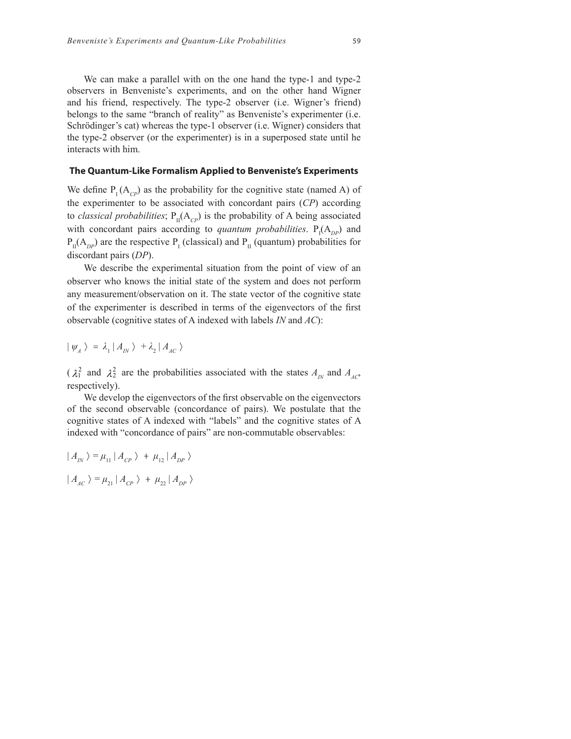We can make a parallel with on the one hand the type-1 and type-2 observers in Benveniste's experiments, and on the other hand Wigner and his friend, respectively. The type-2 observer (i.e. Wigner's friend) belongs to the same "branch of reality" as Benveniste's experimenter (i.e. Schrödinger's cat) whereas the type-1 observer (i.e. Wigner) considers that the type-2 observer (or the experimenter) is in a superposed state until he interacts with him.

## The Quantum-Like Formalism Applied to Benveniste's Experiments

We define $P_I(A_{CP})$ as the probability for the cognitive state (named A) of the experimenter to be associated with concordant pairs (*CP*) according to *classical probabilities*; $P_{II}(A_{CP})$ is the probability of A being associated with concordant pairs according to *quantum probabilities*. $P_I(A_{DP})$ and $P_{II}(A_{DP})$ are the respective $P_I$ (classical) and $P_{II}$ (quantum) probabilities for discordant pairs (*DP*).

We describe the experimental situation from the point of view of an observer who knows the initial state of the system and does not perform any measurement/observation on it. The state vector of the cognitive state of the experimenter is described in terms of the eigenvectors of the first observable (cognitive states of A indexed with labels *IN* and *AC*):

$$| \psi_A \rangle = \lambda_1 | A_{IN} \rangle + \lambda_2 | A_{AC} \rangle$$

($\lambda_1^2$ and $\lambda_2^2$ are the probabilities associated with the states $A_{IN}$ and $A_{AC}$, respectively).

We develop the eigenvectors of the first observable on the eigenvectors of the second observable (concordance of pairs). We postulate that the cognitive states of A indexed with "labels" and the cognitive states of A indexed with "concordance of pairs" are non-commutable observables:

$$| A_{IN} \rangle = \mu_{11} | A_{CP} \rangle + \mu_{12} | A_{DP} \rangle$$

$$| A_{AC} \rangle = \mu_{21} | A_{CP} \rangle + \mu_{22} | A_{DP} \rangle$$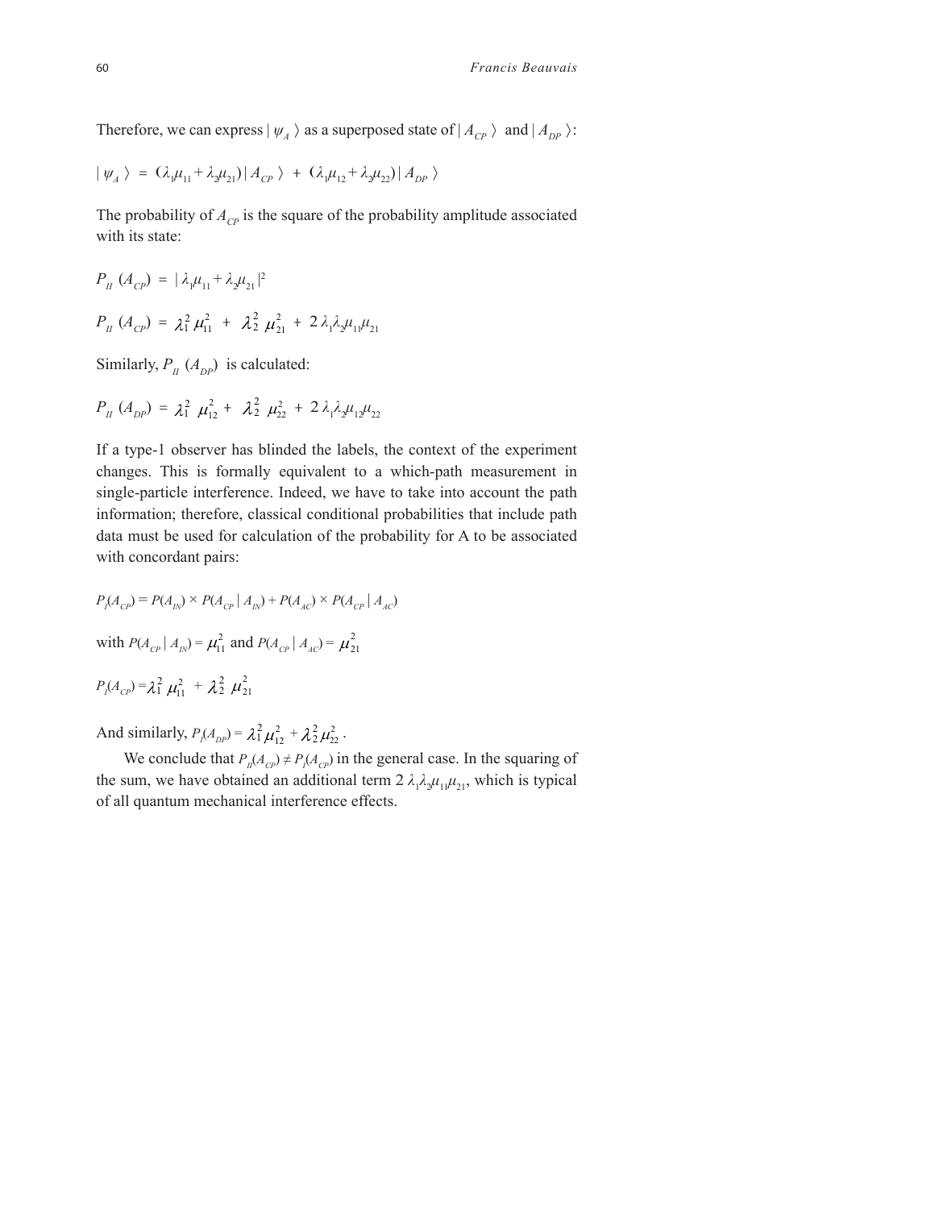Therefore, we can express $| \psi_A \rangle$ as a superposed state of $| A_{CP} \rangle$ and $| A_{DP} \rangle$:

$$| \psi_A \rangle = (\lambda_1 \mu_{11} + \lambda_2 \mu_{21}) | A_{CP} \rangle + (\lambda_1 \mu_{12} + \lambda_2 \mu_{22}) | A_{DP} \rangle$$

The probability of $A_{CP}$ is the square of the probability amplitude associated with its state:

$$P_{II} (A_{CP}) = | \lambda_1 \mu_{11} + \lambda_2 \mu_{21} |^2$$

$$P_{II} (A_{CP}) = \lambda_1^2 \mu_{11}^2 + \lambda_2^2 \mu_{21}^2 + 2 \lambda_1 \lambda_2 \mu_{11} \mu_{21}$$

Similarly, $P_{II} (A_{DP})$ is calculated:

$$P_{II} (A_{DP}) = \lambda_1^2 \mu_{12}^2 + \lambda_2^2 \mu_{22}^2 + 2 \lambda_1 \lambda_2 \mu_{12} \mu_{22}$$

If a type-1 observer has blinded the labels, the context of the experiment changes. This is formally equivalent to a which-path measurement in single-particle interference. Indeed, we have to take into account the path information; therefore, classical conditional probabilities that include path data must be used for calculation of the probability for A to be associated with concordant pairs:

$$P_I(A_{CP}) = P(A_{IN}) \times P(A_{CP} | A_{IN}) + P(A_{AC}) \times P(A_{CP} | A_{AC})$$

with $P(A_{CP} | A_{IN}) = \mu_{11}^2$ and $P(A_{CP} | A_{AC}) = \mu_{21}^2$

$$P_I(A_{CP}) = \lambda_1^2 \mu_{11}^2 + \lambda_2^2 \mu_{21}^2$$

And similarly, $P_I(A_{DP}) = \lambda_1^2 \mu_{12}^2 + \lambda_2^2 \mu_{22}^2$.

We conclude that $P_{II}(A_{CP}) \neq P_I(A_{CP})$ in the general case. In the squaring of the sum, we have obtained an additional term $2 \lambda_1 \lambda_2 \mu_{11} \mu_{21}$, which is typical of all quantum mechanical interference effects.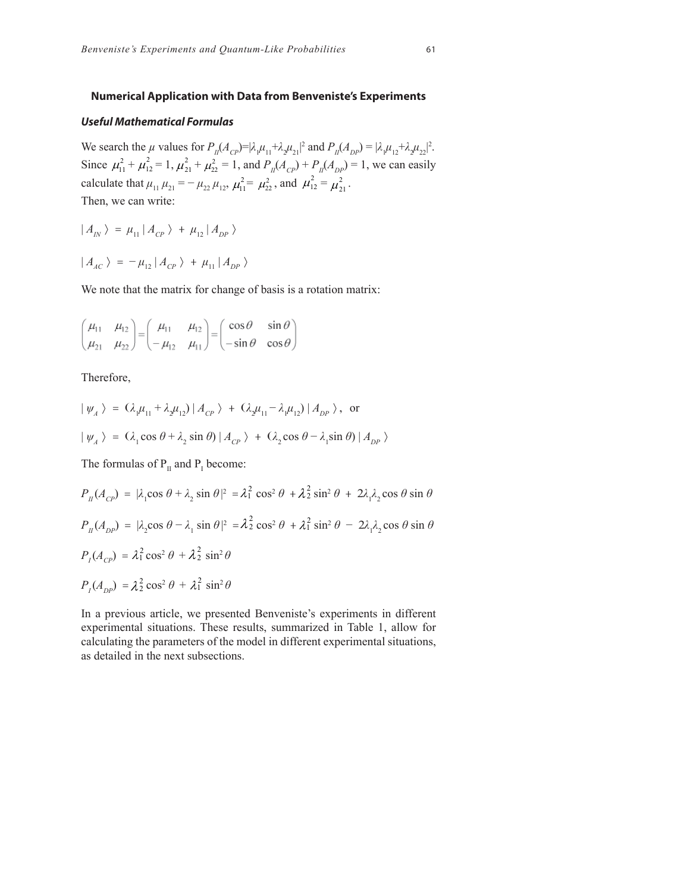## Numerical Application with Data from Benveniste's Experiments

### *Useful Mathematical Formulas*

We search the $\mu$ values for $P_{II}(A_{CP})=|\lambda_1\mu_{11}+\lambda_2\mu_{21}|^2$ and $P_{II}(A_{DP}) = |\lambda_1\mu_{12}+\lambda_2\mu_{22}|^2$. Since $\mu_{11}^2 + \mu_{12}^2 = 1$, $\mu_{21}^2 + \mu_{22}^2 = 1$, and $P_{II}(A_{CP}) + P_{II}(A_{DP}) = 1$, we can easily calculate that $\mu_{11}\,\mu_{21} = -\,\mu_{22}\,\mu_{12}$, $\mu_{11}^2 = \mu_{22}^2$, and $\mu_{12}^2 = \mu_{21}^2$.

Then, we can write:

$$| A_{IN} \rangle \ = \ \mu_{11}\,| A_{CP} \rangle \ + \ \mu_{12}\,| A_{DP} \rangle$$

$$| A_{AC} \rangle \ = \ -\mu_{12}\,| A_{CP} \rangle \ + \ \mu_{11}\,| A_{DP} \rangle$$

We note that the matrix for change of basis is a rotation matrix:

$$\begin{pmatrix} \mu_{11} & \mu_{12} \\ \mu_{21} & \mu_{22} \end{pmatrix} = \begin{pmatrix} \mu_{11} & \mu_{12} \\ -\mu_{12} & \mu_{11} \end{pmatrix} = \begin{pmatrix} \cos\theta & \sin\theta \\ -\sin\theta & \cos\theta \end{pmatrix}$$

Therefore,

$$| \psi_A \rangle \ = \ (\lambda_1\mu_{11} + \lambda_2\mu_{12})\,| A_{CP} \rangle \ + \ (\lambda_2\mu_{11} - \lambda_1\mu_{12})\,| A_{DP} \rangle, \ \text{ or}$$

$$| \psi_A \rangle \ = \ (\lambda_1 \cos\theta + \lambda_2 \sin\theta)\,| A_{CP} \rangle \ + \ (\lambda_2 \cos\theta - \lambda_1 \sin\theta)\,| A_{DP} \rangle$$

The formulas of $P_{II}$ and $P_I$ become:

$$P_{II}(A_{CP}) \ = \ |\lambda_1 \cos\theta + \lambda_2 \sin\theta|^2 \ = \lambda_1^2 \cos^2\theta \ + \lambda_2^2 \sin^2\theta \ + \ 2\lambda_1\lambda_2 \cos\theta \sin\theta$$

$$P_{II}(A_{DP}) \ = \ |\lambda_2 \cos\theta - \lambda_1 \sin\theta|^2 \ = \lambda_2^2 \cos^2\theta \ + \lambda_1^2 \sin^2\theta \ - \ 2\lambda_1\lambda_2 \cos\theta \sin\theta$$

$$P_I(A_{CP}) \ = \lambda_1^2 \cos^2\theta \ + \lambda_2^2 \ \sin^2\theta$$

$$P_I(A_{DP}) \ = \lambda_2^2 \cos^2\theta \ + \lambda_1^2 \ \sin^2\theta$$

In a previous article, we presented Benveniste's experiments in different experimental situations. These results, summarized in Table 1, allow for calculating the parameters of the model in different experimental situations, as detailed in the next subsections.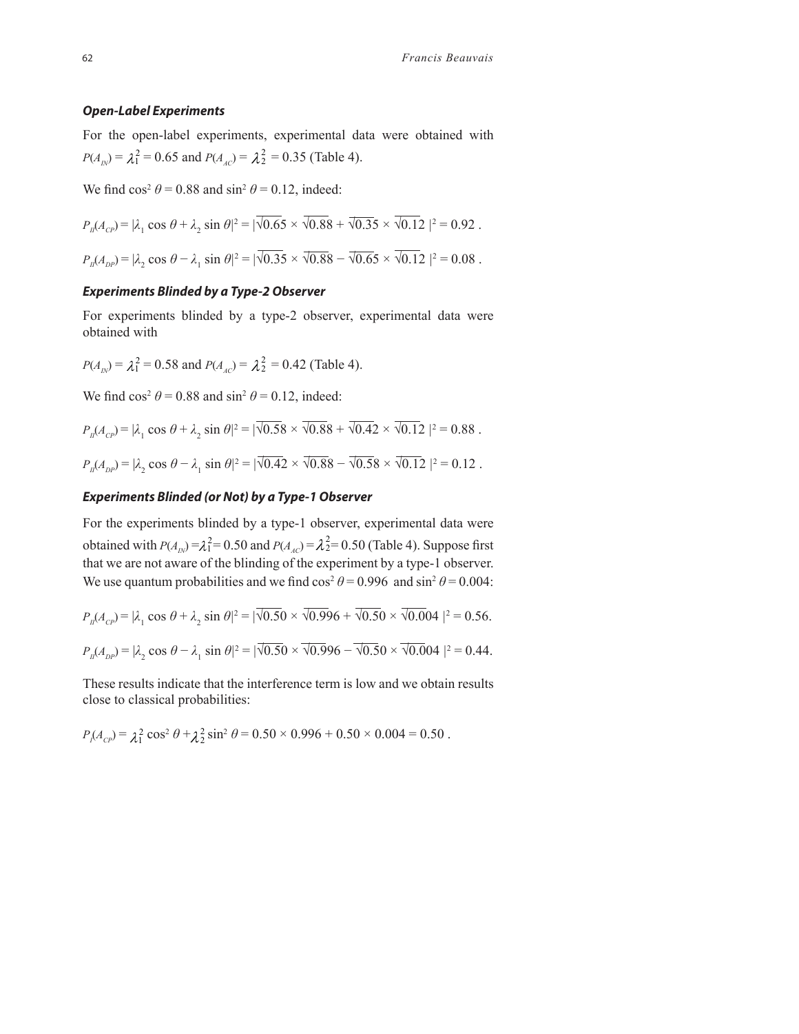### *Open-Label Experiments*

For the open-label experiments, experimental data were obtained with $P(A_{IN}) = \lambda_1^2 = 0.65$ and $P(A_{AC}) = \lambda_2^2 = 0.35$ (Table 4).

We find $\cos^2 \theta = 0.88$ and $\sin^2 \theta = 0.12$, indeed:

$$P_{II}(A_{CP}) = |\lambda_1 \cos \theta + \lambda_2 \sin \theta|^2 = |\sqrt{0.65} \times \sqrt{0.88} + \sqrt{0.35} \times \sqrt{0.12}\,|^2 = 0.92 .$$

$$P_{II}(A_{DP}) = |\lambda_2 \cos \theta - \lambda_1 \sin \theta|^2 = |\sqrt{0.35} \times \sqrt{0.88} - \sqrt{0.65} \times \sqrt{0.12}\,|^2 = 0.08 .$$

### *Experiments Blinded by a Type-2 Observer*

For experiments blinded by a type-2 observer, experimental data were obtained with

$P(A_{IN}) = \lambda_1^2 = 0.58$ and $P(A_{AC}) = \lambda_2^2 = 0.42$ (Table 4).

We find $\cos^2 \theta = 0.88$ and $\sin^2 \theta = 0.12$, indeed:

$$P_{II}(A_{CP}) = |\lambda_1 \cos \theta + \lambda_2 \sin \theta|^2 = |\sqrt{0.58} \times \sqrt{0.88} + \sqrt{0.42} \times \sqrt{0.12}\,|^2 = 0.88 .$$

$$P_{II}(A_{DP}) = |\lambda_2 \cos \theta - \lambda_1 \sin \theta|^2 = |\sqrt{0.42} \times \sqrt{0.88} - \sqrt{0.58} \times \sqrt{0.12}\,|^2 = 0.12 .$$

### *Experiments Blinded (or Not) by a Type-1 Observer*

For the experiments blinded by a type-1 observer, experimental data were obtained with $P(A_{IN}) = \lambda_1^2 = 0.50$ and $P(A_{AC}) = \lambda_2^2 = 0.50$ (Table 4). Suppose first that we are not aware of the blinding of the experiment by a type-1 observer. We use quantum probabilities and we find $\cos^2 \theta = 0.996$ and $\sin^2 \theta = 0.004$:

$$P_{II}(A_{CP}) = |\lambda_1 \cos \theta + \lambda_2 \sin \theta|^2 = |\sqrt{0.50} \times \sqrt{0.996} + \sqrt{0.50} \times \sqrt{0.004}\,|^2 = 0.56.$$

$$P_{II}(A_{DP}) = |\lambda_2 \cos \theta - \lambda_1 \sin \theta|^2 = |\sqrt{0.50} \times \sqrt{0.996} - \sqrt{0.50} \times \sqrt{0.004}\,|^2 = 0.44.$$

These results indicate that the interference term is low and we obtain results close to classical probabilities:

$$P_I(A_{CP}) = \lambda_1^2 \cos^2 \theta + \lambda_2^2 \sin^2 \theta = 0.50 \times 0.996 + 0.50 \times 0.004 = 0.50 .$$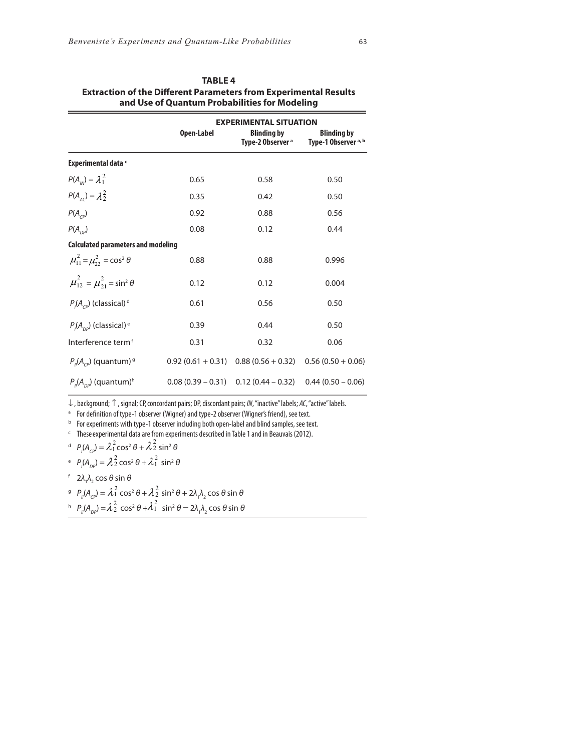**TABLE 4**
**Extraction of the Different Parameters from Experimental Results and Use of Quantum Probabilities for Modeling**

| | EXPERIMENTAL SITUATION | | |
|---|---|---|---|
| | **Open-Label** | **Blinding by Type-2 Observer [a]** | **Blinding by Type-1 Observer [a, b]** |
| **Experimental data [c]** | | | |
| $P(A_{IN}) = \lambda_1^2$ | 0.65 | 0.58 | 0.50 |
| $P(A_{AC}) = \lambda_2^2$ | 0.35 | 0.42 | 0.50 |
| $P(A_{CP})$ | 0.92 | 0.88 | 0.56 |
| $P(A_{DP})$ | 0.08 | 0.12 | 0.44 |
| **Calculated parameters and modeling** | | | |
| $\mu_{11}^2 = \mu_{22}^2 = \cos^2\theta$ | 0.88 | 0.88 | 0.996 |
| $\mu_{12}^2 = \mu_{21}^2 = \sin^2\theta$ | 0.12 | 0.12 | 0.004 |
| $P_I(A_{CP})$ (classical) [d] | 0.61 | 0.56 | 0.50 |
| $P_I(A_{DP})$ (classical) [e] | 0.39 | 0.44 | 0.50 |
| Interference term [f] | 0.31 | 0.32 | 0.06 |
| $P_{II}(A_{CP})$ (quantum) [g] | 0.92 (0.61 + 0.31) | 0.88 (0.56 + 0.32) | 0.56 (0.50 + 0.06) |
| $P_{II}(A_{DP})$ (quantum) [h] | 0.08 (0.39 – 0.31) | 0.12 (0.44 – 0.32) | 0.44 (0.50 – 0.06) |

$\downarrow$, background; $\uparrow$, signal; CP, concordant pairs; DP, discordant pairs; *IN*, "inactive" labels; *AC*, "active" labels.

[a] For definition of type-1 observer (Wigner) and type-2 observer (Wigner's friend), see text.

[b] For experiments with type-1 observer including both open-label and blind samples, see text.

[c] These experimental data are from experiments described in Table 1 and in Beauvais (2012).

[d] $P_I(A_{CP}) = \lambda_1^2 \cos^2\theta + \lambda_2^2 \sin^2\theta$

[e] $P_I(A_{DP}) = \lambda_2^2 \cos^2\theta + \lambda_1^2 \sin^2\theta$

[f] $2\lambda_1\lambda_2 \cos\theta \sin\theta$

[g] $P_{II}(A_{CP}) = \lambda_1^2 \cos^2\theta + \lambda_2^2 \sin^2\theta + 2\lambda_1\lambda_2 \cos\theta \sin\theta$

[h] $P_{II}(A_{DP}) = \lambda_2^2 \cos^2\theta + \lambda_1^2 \sin^2\theta - 2\lambda_1\lambda_2 \cos\theta \sin\theta$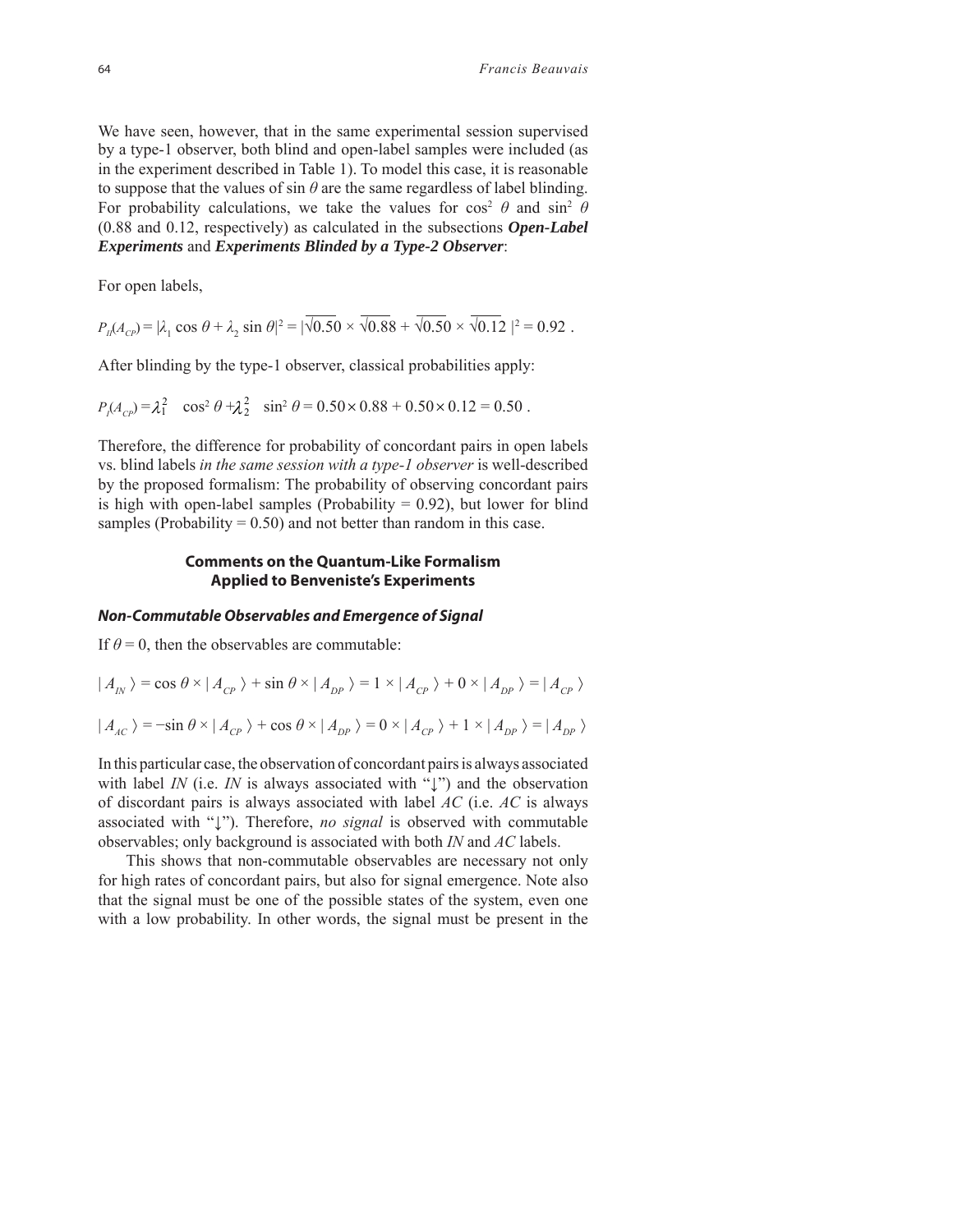We have seen, however, that in the same experimental session supervised by a type-1 observer, both blind and open-label samples were included (as in the experiment described in Table 1). To model this case, it is reasonable to suppose that the values of $\sin \theta$ are the same regardless of label blinding. For probability calculations, we take the values for $\cos^2 \theta$ and $\sin^2 \theta$ (0.88 and 0.12, respectively) as calculated in the subsections ***Open-Label Experiments*** and ***Experiments Blinded by a Type-2 Observer***:

For open labels,

$$P_{II}(A_{CP}) = |\lambda_1 \cos \theta + \lambda_2 \sin \theta|^2 = |\sqrt{0.50} \times \sqrt{0.88} + \sqrt{0.50} \times \sqrt{0.12}\ |^2 = 0.92\ .$$

After blinding by the type-1 observer, classical probabilities apply:

$$P_I(A_{CP}) = \lambda_1^2 \quad \cos^2 \theta + \lambda_2^2 \quad \sin^2 \theta = 0.50 \times 0.88 + 0.50 \times 0.12 = 0.50\ .$$

Therefore, the difference for probability of concordant pairs in open labels vs. blind labels *in the same session with a type-1 observer* is well-described by the proposed formalism: The probability of observing concordant pairs is high with open-label samples (Probability = 0.92), but lower for blind samples (Probability = 0.50) and not better than random in this case.

## Comments on the Quantum-Like Formalism Applied to Benveniste's Experiments

### *Non-Commutable Observables and Emergence of Signal*

If $\theta = 0$, then the observables are commutable:

$$|\, A_{IN} \rangle = \cos \theta \times |\, A_{CP} \rangle + \sin \theta \times |\, A_{DP} \rangle = 1 \times |\, A_{CP} \rangle + 0 \times |\, A_{DP} \rangle = |\, A_{CP} \rangle$$

$$|\, A_{AC} \rangle = -\sin \theta \times |\, A_{CP} \rangle + \cos \theta \times |\, A_{DP} \rangle = 0 \times |\, A_{CP} \rangle + 1 \times |\, A_{DP} \rangle = |\, A_{DP} \rangle$$

In this particular case, the observation of concordant pairs is always associated with label *IN* (i.e. *IN* is always associated with "↓") and the observation of discordant pairs is always associated with label *AC* (i.e. *AC* is always associated with "↓"). Therefore, *no signal* is observed with commutable observables; only background is associated with both *IN* and *AC* labels.

This shows that non-commutable observables are necessary not only for high rates of concordant pairs, but also for signal emergence. Note also that the signal must be one of the possible states of the system, even one with a low probability. In other words, the signal must be present in the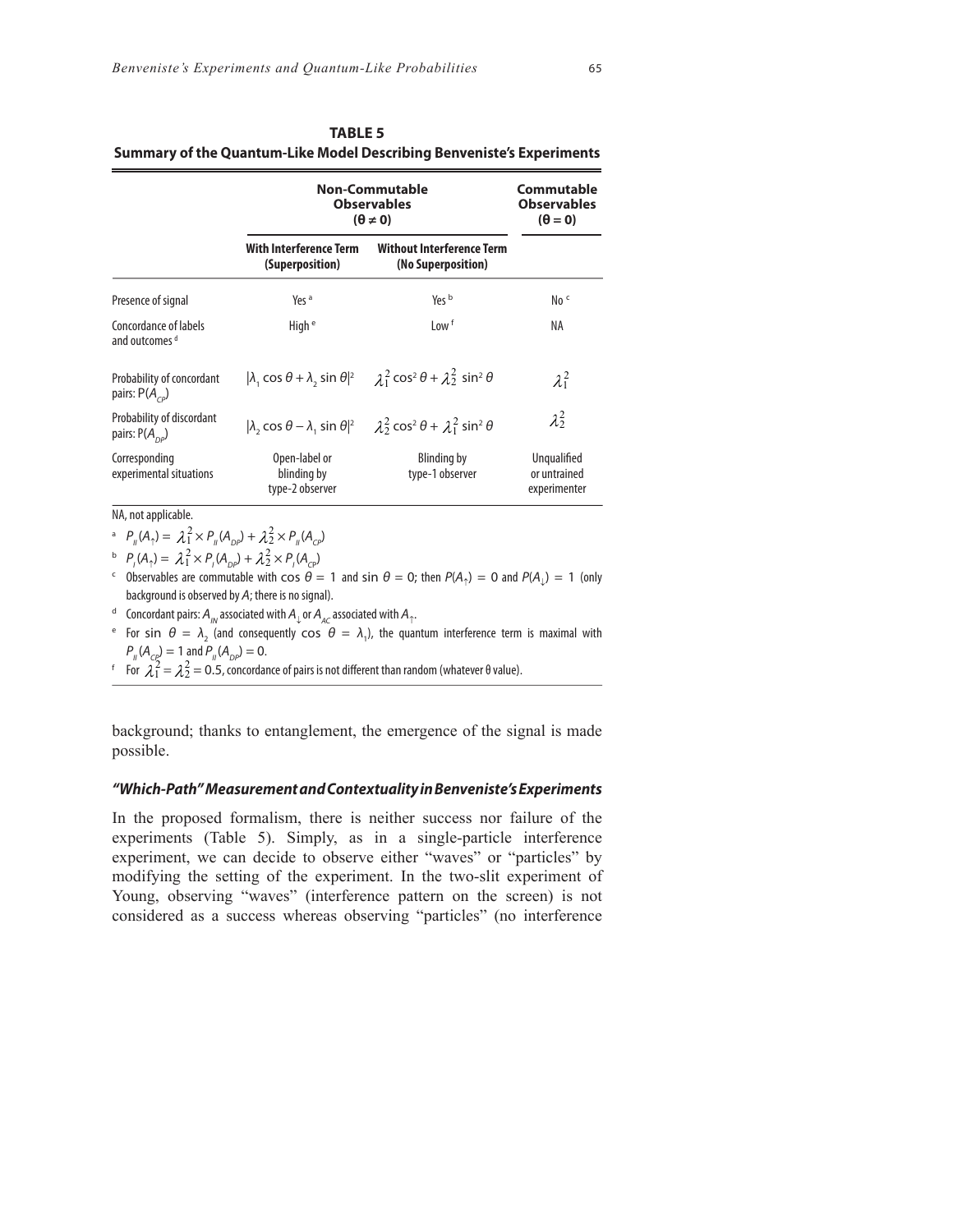**TABLE 5**
**Summary of the Quantum-Like Model Describing Benveniste's Experiments**

| | **Non-Commutable Observables ($\theta \neq 0$)** | | **Commutable Observables ($\theta = 0$)** |
|---|---|---|---|
| | **With Interference Term (Superposition)** | **Without Interference Term (No Superposition)** | |
| Presence of signal | Yes [a] | Yes [b] | No [c] |
| Concordance of labels and outcomes [d] | High [e] | Low [f] | NA |
| Probability of concordant pairs: $P(A_{CP})$ | $\lvert\lambda_1 \cos\theta + \lambda_2 \sin\theta\rvert^2$ | $\lambda_1^2 \cos^2\theta + \lambda_2^2 \sin^2\theta$ | $\lambda_1^2$ |
| Probability of discordant pairs: $P(A_{DP})$ | $\lvert\lambda_2 \cos\theta - \lambda_1 \sin\theta\rvert^2$ | $\lambda_2^2 \cos^2\theta + \lambda_1^2 \sin^2\theta$ | $\lambda_2^2$ |
| Corresponding experimental situations | Open-label or blinding by type-2 observer | Blinding by type-1 observer | Unqualified or untrained experimenter |

NA, not applicable.

[a] $P_{II}(A_\uparrow) = \lambda_1^2 \times P_{II}(A_{DP}) + \lambda_2^2 \times P_{II}(A_{CP})$

[b] $P_I(A_\uparrow) = \lambda_1^2 \times P_I(A_{DP}) + \lambda_2^2 \times P_I(A_{CP})$

[c] Observables are commutable with $\cos\theta = 1$ and $\sin\theta = 0$; then $P(A_\uparrow) = 0$ and $P(A_\downarrow) = 1$ (only background is observed by $A$; there is no signal).

[d] Concordant pairs: $A_{IN}$ associated with $A_\downarrow$ or $A_{AC}$ associated with $A_\uparrow$.

[e] For $\sin\theta = \lambda_2$ (and consequently $\cos\theta = \lambda_1$), the quantum interference term is maximal with $P_{II}(A_{CP}) = 1$ and $P_{II}(A_{DP}) = 0$.

[f] For $\lambda_1^2 = \lambda_2^2 = 0.5$, concordance of pairs is not different than random (whatever $\theta$ value).

background; thanks to entanglement, the emergence of the signal is made possible.

### *"Which-Path" Measurement and Contextuality in Benveniste's Experiments*

In the proposed formalism, there is neither success nor failure of the experiments (Table 5). Simply, as in a single-particle interference experiment, we can decide to observe either "waves" or "particles" by modifying the setting of the experiment. In the two-slit experiment of Young, observing "waves" (interference pattern on the screen) is not considered as a success whereas observing "particles" (no interference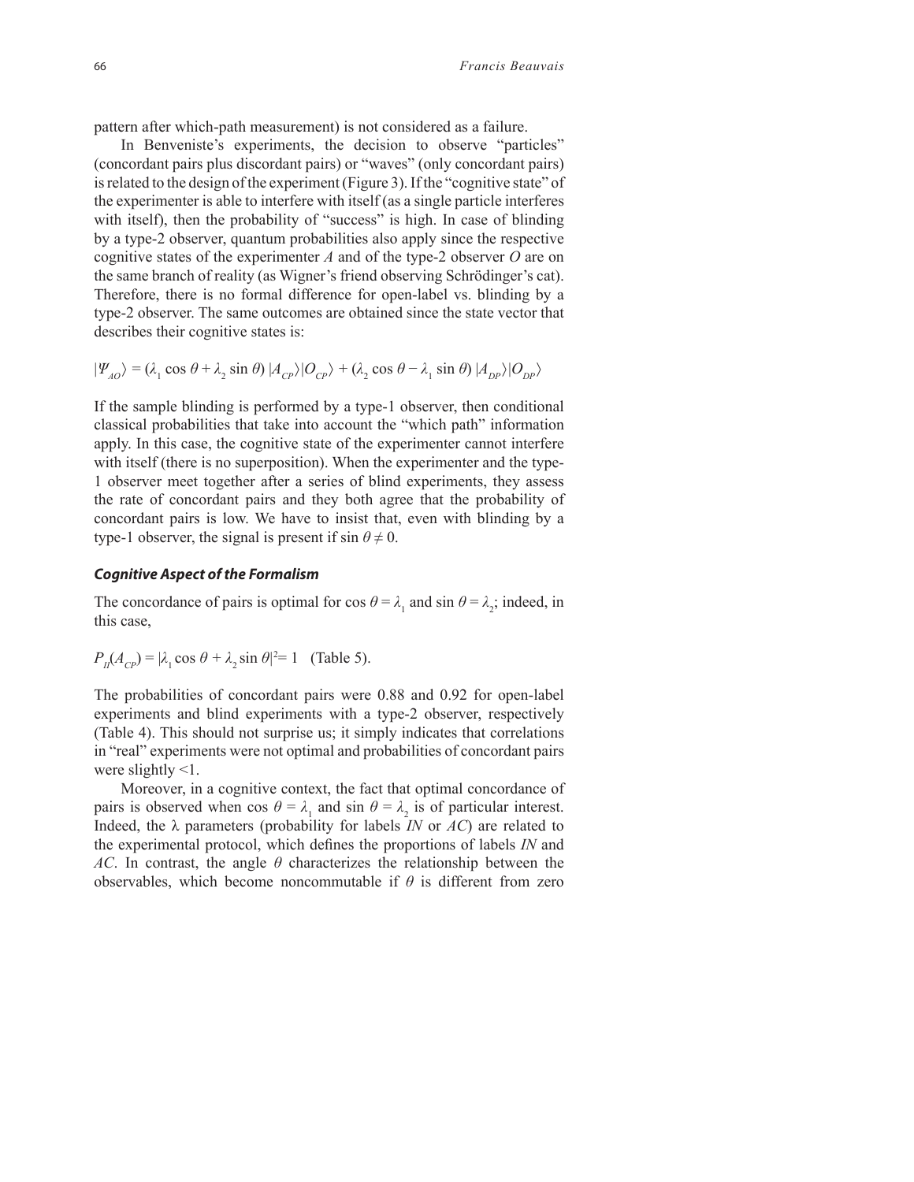pattern after which-path measurement) is not considered as a failure.

In Benveniste's experiments, the decision to observe "particles" (concordant pairs plus discordant pairs) or "waves" (only concordant pairs) is related to the design of the experiment (Figure 3). If the "cognitive state" of the experimenter is able to interfere with itself (as a single particle interferes with itself), then the probability of "success" is high. In case of blinding by a type-2 observer, quantum probabilities also apply since the respective cognitive states of the experimenter $A$ and of the type-2 observer $O$ are on the same branch of reality (as Wigner's friend observing Schrödinger's cat). Therefore, there is no formal difference for open-label vs. blinding by a type-2 observer. The same outcomes are obtained since the state vector that describes their cognitive states is:

$$|\Psi_{AO}\rangle = (\lambda_1 \cos\theta + \lambda_2 \sin\theta)\,|A_{CP}\rangle|O_{CP}\rangle + (\lambda_2 \cos\theta - \lambda_1 \sin\theta)\,|A_{DP}\rangle|O_{DP}\rangle$$

If the sample blinding is performed by a type-1 observer, then conditional classical probabilities that take into account the "which path" information apply. In this case, the cognitive state of the experimenter cannot interfere with itself (there is no superposition). When the experimenter and the type-1 observer meet together after a series of blind experiments, they assess the rate of concordant pairs and they both agree that the probability of concordant pairs is low. We have to insist that, even with blinding by a type-1 observer, the signal is present if $\sin\theta \neq 0$.

### *Cognitive Aspect of the Formalism*

The concordance of pairs is optimal for $\cos\theta = \lambda_1$ and $\sin\theta = \lambda_2$; indeed, in this case,

$P_{II}(A_{CP}) = |\lambda_1 \cos\theta + \lambda_2 \sin\theta|^2 = 1$ (Table 5).

The probabilities of concordant pairs were 0.88 and 0.92 for open-label experiments and blind experiments with a type-2 observer, respectively (Table 4). This should not surprise us; it simply indicates that correlations in "real" experiments were not optimal and probabilities of concordant pairs were slightly <1.

Moreover, in a cognitive context, the fact that optimal concordance of pairs is observed when $\cos\theta = \lambda_1$ and $\sin\theta = \lambda_2$ is of particular interest. Indeed, the $\lambda$ parameters (probability for labels *IN* or *AC*) are related to the experimental protocol, which defines the proportions of labels *IN* and *AC*. In contrast, the angle $\theta$ characterizes the relationship between the observables, which become noncommutable if $\theta$ is different from zero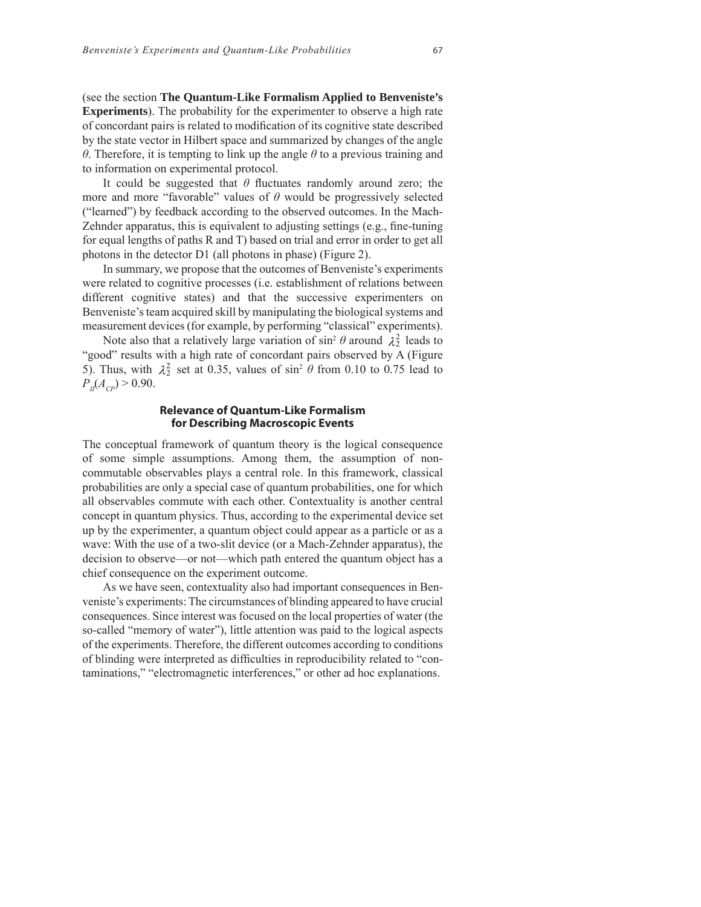(see the section **The Quantum-Like Formalism Applied to Benveniste's Experiments**). The probability for the experimenter to observe a high rate of concordant pairs is related to modification of its cognitive state described by the state vector in Hilbert space and summarized by changes of the angle $\theta$. Therefore, it is tempting to link up the angle $\theta$ to a previous training and to information on experimental protocol.

It could be suggested that $\theta$ fluctuates randomly around zero; the more and more "favorable" values of $\theta$ would be progressively selected ("learned") by feedback according to the observed outcomes. In the Mach-Zehnder apparatus, this is equivalent to adjusting settings (e.g., fine-tuning for equal lengths of paths R and T) based on trial and error in order to get all photons in the detector D1 (all photons in phase) (Figure 2).

In summary, we propose that the outcomes of Benveniste's experiments were related to cognitive processes (i.e. establishment of relations between different cognitive states) and that the successive experimenters on Benveniste's team acquired skill by manipulating the biological systems and measurement devices (for example, by performing "classical" experiments).

Note also that a relatively large variation of $\sin^2 \theta$ around $\lambda_2^2$ leads to "good" results with a high rate of concordant pairs observed by A (Figure 5). Thus, with $\lambda_2^2$ set at 0.35, values of $\sin^2 \theta$ from 0.10 to 0.75 lead to $P_{II}(A_{CP}) > 0.90$.

## Relevance of Quantum-Like Formalism for Describing Macroscopic Events

The conceptual framework of quantum theory is the logical consequence of some simple assumptions. Among them, the assumption of non-commutable observables plays a central role. In this framework, classical probabilities are only a special case of quantum probabilities, one for which all observables commute with each other. Contextuality is another central concept in quantum physics. Thus, according to the experimental device set up by the experimenter, a quantum object could appear as a particle or as a wave: With the use of a two-slit device (or a Mach-Zehnder apparatus), the decision to observe—or not—which path entered the quantum object has a chief consequence on the experiment outcome.

As we have seen, contextuality also had important consequences in Benveniste's experiments: The circumstances of blinding appeared to have crucial consequences. Since interest was focused on the local properties of water (the so-called "memory of water"), little attention was paid to the logical aspects of the experiments. Therefore, the different outcomes according to conditions of blinding were interpreted as difficulties in reproducibility related to "contaminations," "electromagnetic interferences," or other ad hoc explanations.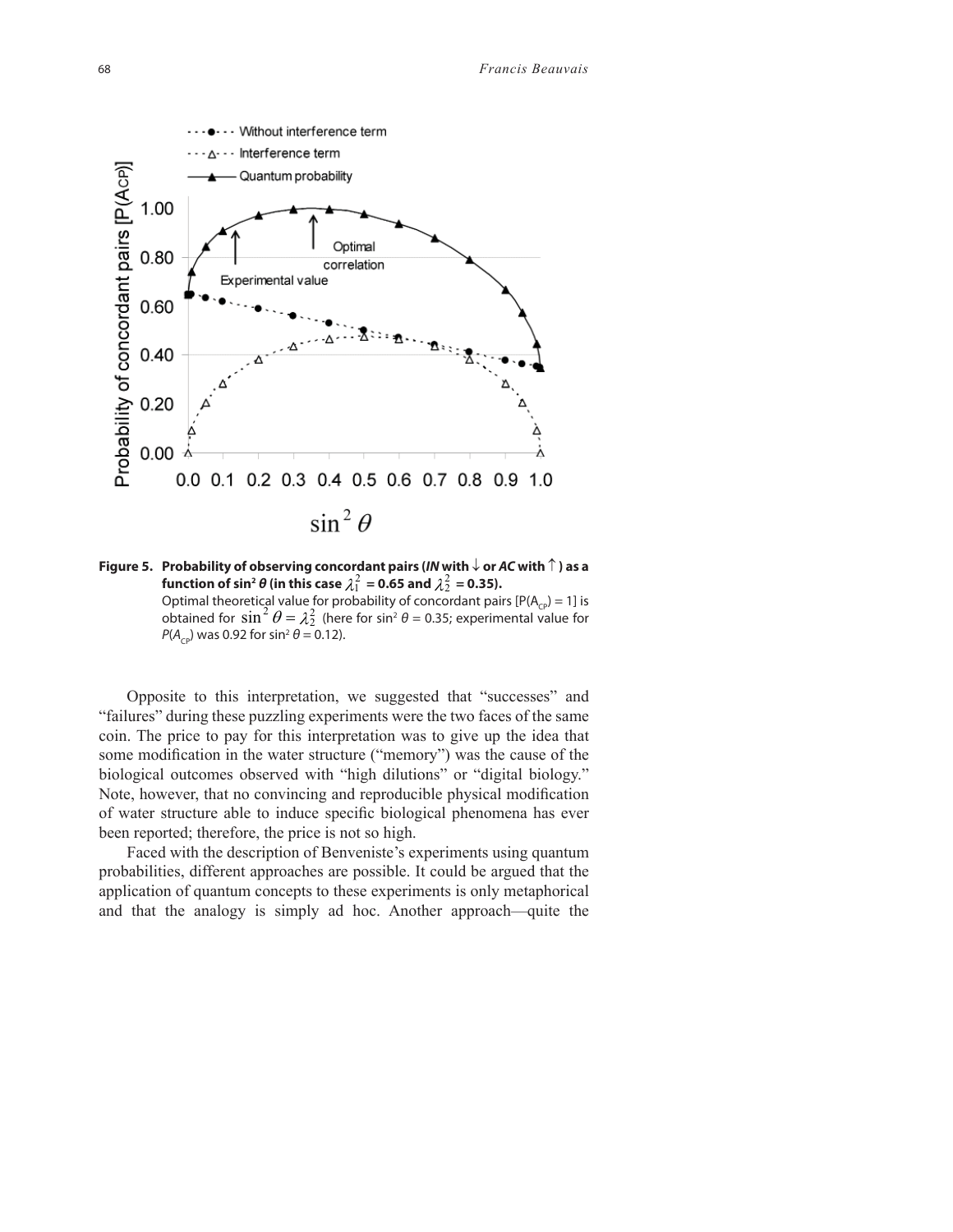**Figure 5. Probability of observing concordant pairs (*IN* with ↓ or *AC* with ↑ ) as a function of sin² *θ* (in this case $\lambda_1^2$ = 0.65 and $\lambda_2^2$ = 0.35).**
Optimal theoretical value for probability of concordant pairs [$P(A_{CP})$ = 1] is obtained for $\sin^2\theta = \lambda_2^2$ (here for $\sin^2\theta$ = 0.35; experimental value for $P(A_{CP})$ was 0.92 for $\sin^2\theta$ = 0.12).

Opposite to this interpretation, we suggested that "successes" and "failures" during these puzzling experiments were the two faces of the same coin. The price to pay for this interpretation was to give up the idea that some modification in the water structure ("memory") was the cause of the biological outcomes observed with "high dilutions" or "digital biology." Note, however, that no convincing and reproducible physical modification of water structure able to induce specific biological phenomena has ever been reported; therefore, the price is not so high.

Faced with the description of Benveniste's experiments using quantum probabilities, different approaches are possible. It could be argued that the application of quantum concepts to these experiments is only metaphorical and that the analogy is simply ad hoc. Another approach—quite the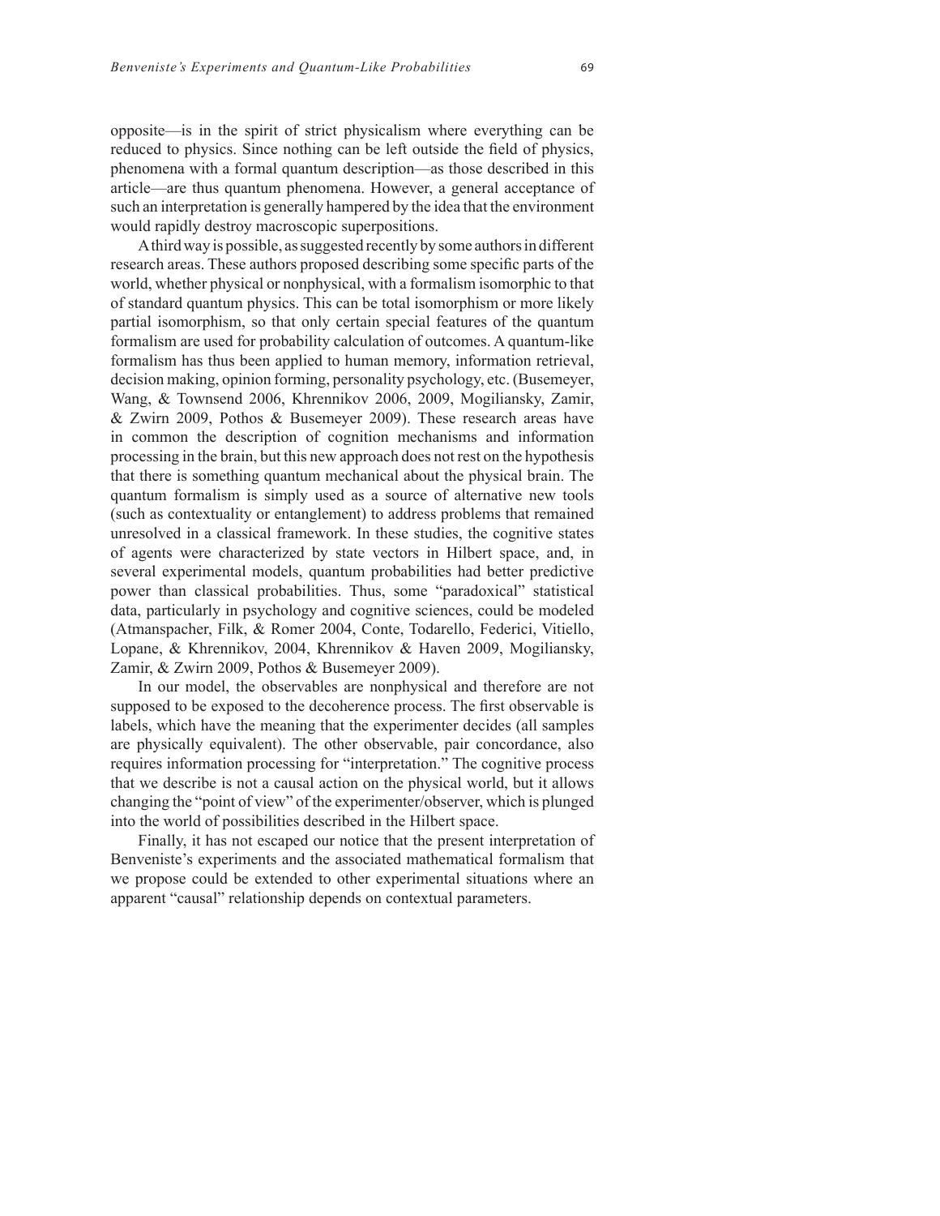opposite—is in the spirit of strict physicalism where everything can be reduced to physics. Since nothing can be left outside the field of physics, phenomena with a formal quantum description—as those described in this article—are thus quantum phenomena. However, a general acceptance of such an interpretation is generally hampered by the idea that the environment would rapidly destroy macroscopic superpositions.

A third way is possible, as suggested recently by some authors in different research areas. These authors proposed describing some specific parts of the world, whether physical or nonphysical, with a formalism isomorphic to that of standard quantum physics. This can be total isomorphism or more likely partial isomorphism, so that only certain special features of the quantum formalism are used for probability calculation of outcomes. A quantum-like formalism has thus been applied to human memory, information retrieval, decision making, opinion forming, personality psychology, etc. (Busemeyer, Wang, & Townsend 2006, Khrennikov 2006, 2009, Mogiliansky, Zamir, & Zwirn 2009, Pothos & Busemeyer 2009). These research areas have in common the description of cognition mechanisms and information processing in the brain, but this new approach does not rest on the hypothesis that there is something quantum mechanical about the physical brain. The quantum formalism is simply used as a source of alternative new tools (such as contextuality or entanglement) to address problems that remained unresolved in a classical framework. In these studies, the cognitive states of agents were characterized by state vectors in Hilbert space, and, in several experimental models, quantum probabilities had better predictive power than classical probabilities. Thus, some "paradoxical" statistical data, particularly in psychology and cognitive sciences, could be modeled (Atmanspacher, Filk, & Romer 2004, Conte, Todarello, Federici, Vitiello, Lopane, & Khrennikov, 2004, Khrennikov & Haven 2009, Mogiliansky, Zamir, & Zwirn 2009, Pothos & Busemeyer 2009).

In our model, the observables are nonphysical and therefore are not supposed to be exposed to the decoherence process. The first observable is labels, which have the meaning that the experimenter decides (all samples are physically equivalent). The other observable, pair concordance, also requires information processing for "interpretation." The cognitive process that we describe is not a causal action on the physical world, but it allows changing the "point of view" of the experimenter/observer, which is plunged into the world of possibilities described in the Hilbert space.

Finally, it has not escaped our notice that the present interpretation of Benveniste's experiments and the associated mathematical formalism that we propose could be extended to other experimental situations where an apparent "causal" relationship depends on contextual parameters.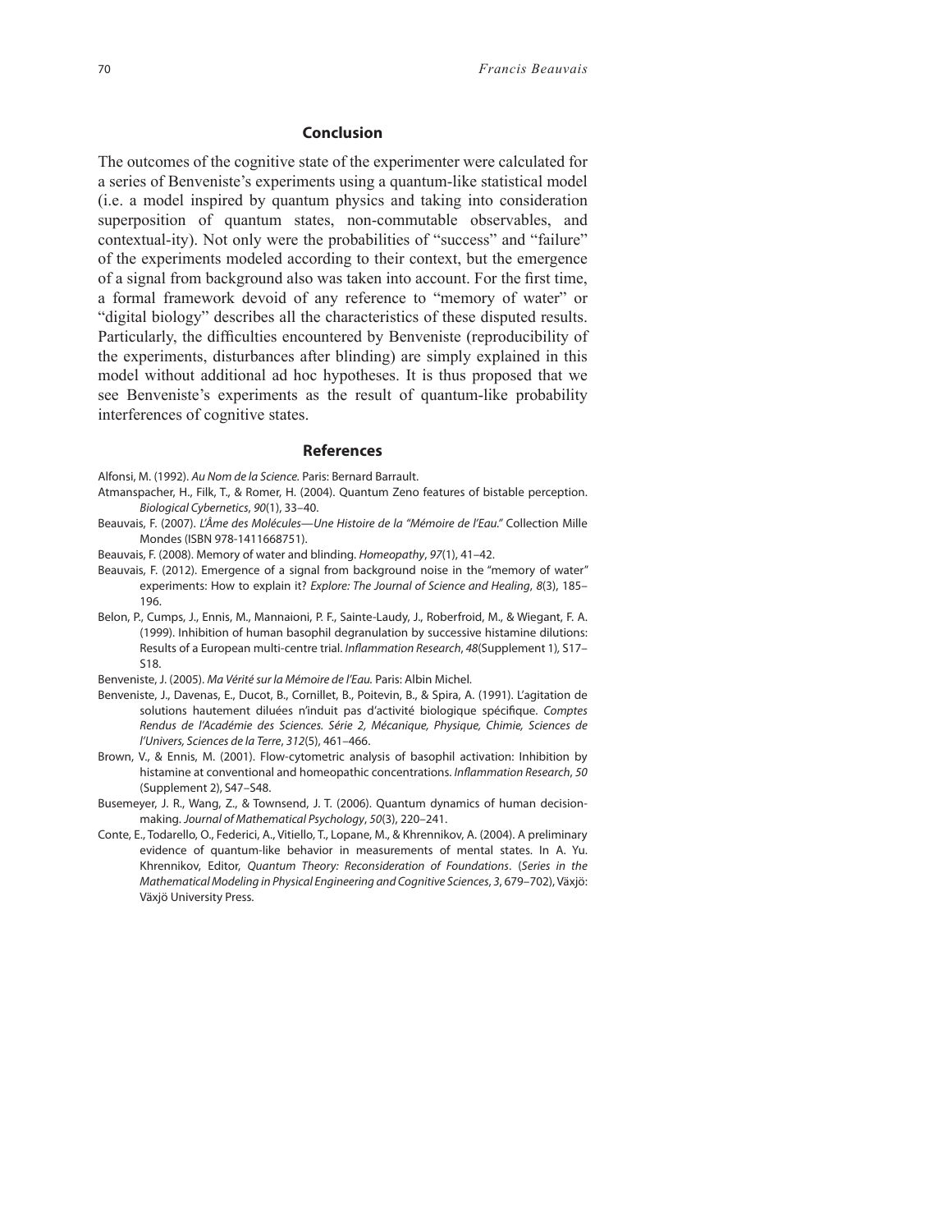## Conclusion

The outcomes of the cognitive state of the experimenter were calculated for a series of Benveniste's experiments using a quantum-like statistical model (i.e. a model inspired by quantum physics and taking into consideration superposition of quantum states, non-commutable observables, and contextual-ity). Not only were the probabilities of "success" and "failure" of the experiments modeled according to their context, but the emergence of a signal from background also was taken into account. For the first time, a formal framework devoid of any reference to "memory of water" or "digital biology" describes all the characteristics of these disputed results. Particularly, the difficulties encountered by Benveniste (reproducibility of the experiments, disturbances after blinding) are simply explained in this model without additional ad hoc hypotheses. It is thus proposed that we see Benveniste's experiments as the result of quantum-like probability interferences of cognitive states.

## References

Alfonsi, M. (1992). *Au Nom de la Science.* Paris: Bernard Barrault.

Atmanspacher, H., Filk, T., & Romer, H. (2004). Quantum Zeno features of bistable perception. *Biological Cybernetics*, *90*(1), 33–40.

Beauvais, F. (2007). *L'Âme des Molécules—Une Histoire de la "Mémoire de l'Eau."* Collection Mille Mondes (ISBN 978-1411668751).

Beauvais, F. (2008). Memory of water and blinding. *Homeopathy*, *97*(1), 41–42.

Beauvais, F. (2012). Emergence of a signal from background noise in the "memory of water" experiments: How to explain it? *Explore: The Journal of Science and Healing*, *8*(3), 185–196.

Belon, P., Cumps, J., Ennis, M., Mannaioni, P. F., Sainte-Laudy, J., Roberfroid, M., & Wiegant, F. A. (1999). Inhibition of human basophil degranulation by successive histamine dilutions: Results of a European multi-centre trial. *Inflammation Research*, *48*(Supplement 1), S17–S18.

Benveniste, J. (2005). *Ma Vérité sur la Mémoire de l'Eau.* Paris: Albin Michel.

Benveniste, J., Davenas, E., Ducot, B., Cornillet, B., Poitevin, B., & Spira, A. (1991). L'agitation de solutions hautement diluées n'induit pas d'activité biologique spécifique. *Comptes Rendus de l'Académie des Sciences. Série 2, Mécanique, Physique, Chimie, Sciences de l'Univers, Sciences de la Terre*, *312*(5), 461–466.

Brown, V., & Ennis, M. (2001). Flow-cytometric analysis of basophil activation: Inhibition by histamine at conventional and homeopathic concentrations. *Inflammation Research*, *50* (Supplement 2), S47–S48.

Busemeyer, J. R., Wang, Z., & Townsend, J. T. (2006). Quantum dynamics of human decision-making. *Journal of Mathematical Psychology*, *50*(3), 220–241.

Conte, E., Todarello, O., Federici, A., Vitiello, T., Lopane, M., & Khrennikov, A. (2004). A preliminary evidence of quantum-like behavior in measurements of mental states. In A. Yu. Khrennikov, Editor, *Quantum Theory: Reconsideration of Foundations*. (*Series in the Mathematical Modeling in Physical Engineering and Cognitive Sciences*, *3*, 679–702), Växjö: Växjö University Press.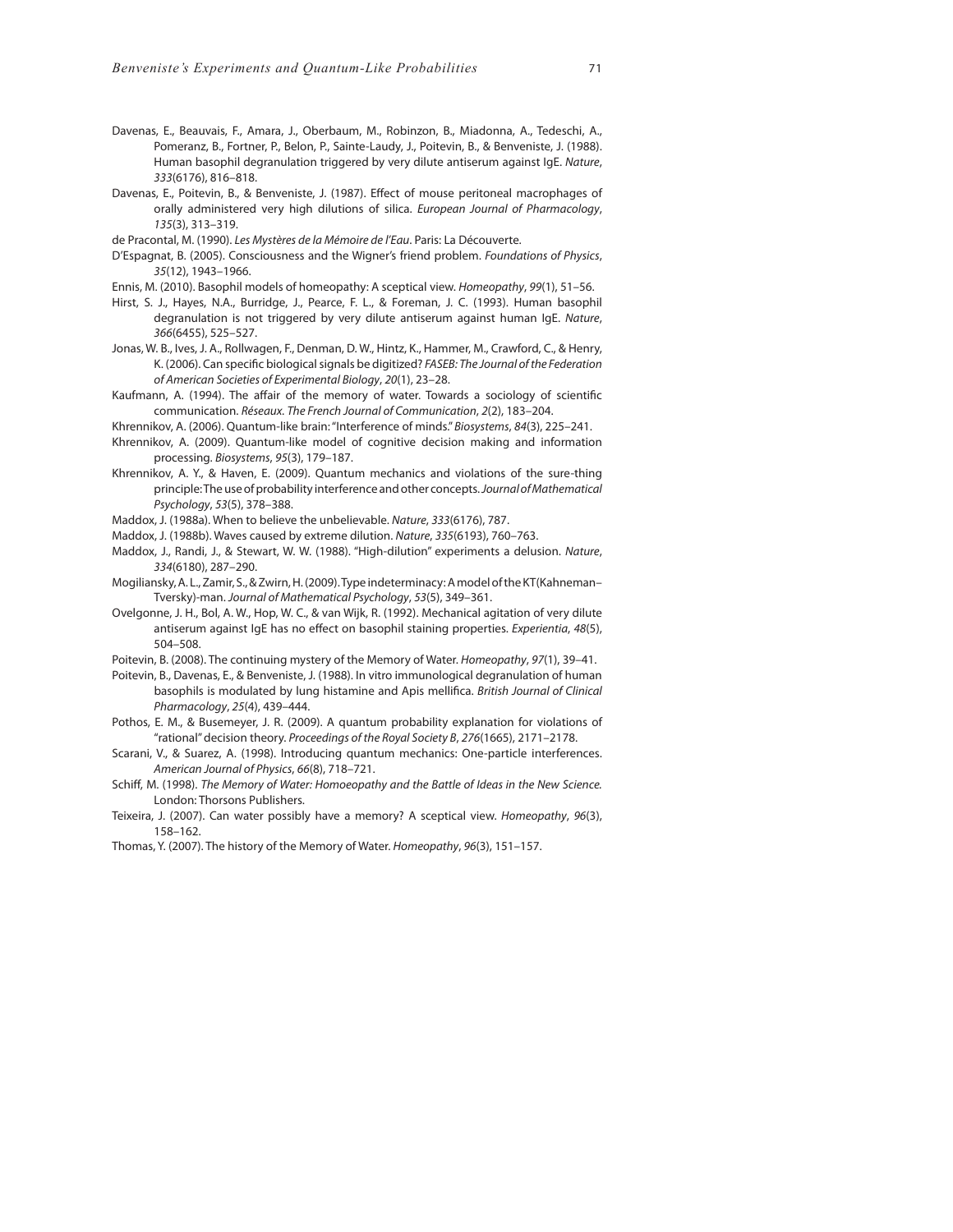Davenas, E., Beauvais, F., Amara, J., Oberbaum, M., Robinzon, B., Miadonna, A., Tedeschi, A., Pomeranz, B., Fortner, P., Belon, P., Sainte-Laudy, J., Poitevin, B., & Benveniste, J. (1988). Human basophil degranulation triggered by very dilute antiserum against IgE. *Nature*, *333*(6176), 816–818.

Davenas, E., Poitevin, B., & Benveniste, J. (1987). Effect of mouse peritoneal macrophages of orally administered very high dilutions of silica. *European Journal of Pharmacology*, *135*(3), 313–319.

de Pracontal, M. (1990). *Les Mystères de la Mémoire de l'Eau*. Paris: La Découverte.

D'Espagnat, B. (2005). Consciousness and the Wigner's friend problem. *Foundations of Physics*, *35*(12), 1943–1966.

Ennis, M. (2010). Basophil models of homeopathy: A sceptical view. *Homeopathy*, *99*(1), 51–56.

Hirst, S. J., Hayes, N.A., Burridge, J., Pearce, F. L., & Foreman, J. C. (1993). Human basophil degranulation is not triggered by very dilute antiserum against human IgE. *Nature*, *366*(6455), 525–527.

Jonas, W. B., Ives, J. A., Rollwagen, F., Denman, D. W., Hintz, K., Hammer, M., Crawford, C., & Henry, K. (2006). Can specific biological signals be digitized? *FASEB: The Journal of the Federation of American Societies of Experimental Biology*, *20*(1), 23–28.

Kaufmann, A. (1994). The affair of the memory of water. Towards a sociology of scientific communication. *Réseaux. The French Journal of Communication*, *2*(2), 183–204.

Khrennikov, A. (2006). Quantum-like brain: "Interference of minds." *Biosystems*, *84*(3), 225–241.

Khrennikov, A. (2009). Quantum-like model of cognitive decision making and information processing. *Biosystems*, *95*(3), 179–187.

Khrennikov, A. Y., & Haven, E. (2009). Quantum mechanics and violations of the sure-thing principle: The use of probability interference and other concepts. *Journal of Mathematical Psychology*, *53*(5), 378–388.

Maddox, J. (1988a). When to believe the unbelievable. *Nature*, *333*(6176), 787.

Maddox, J. (1988b). Waves caused by extreme dilution. *Nature*, *335*(6193), 760–763.

Maddox, J., Randi, J., & Stewart, W. W. (1988). "High-dilution" experiments a delusion. *Nature*, *334*(6180), 287–290.

Mogiliansky, A. L., Zamir, S., & Zwirn, H. (2009). Type indeterminacy: A model of the KT(Kahneman–Tversky)-man. *Journal of Mathematical Psychology*, *53*(5), 349–361.

Ovelgonne, J. H., Bol, A. W., Hop, W. C., & van Wijk, R. (1992). Mechanical agitation of very dilute antiserum against IgE has no effect on basophil staining properties. *Experientia*, *48*(5), 504–508.

Poitevin, B. (2008). The continuing mystery of the Memory of Water. *Homeopathy*, *97*(1), 39–41.

Poitevin, B., Davenas, E., & Benveniste, J. (1988). In vitro immunological degranulation of human basophils is modulated by lung histamine and Apis mellifica. *British Journal of Clinical Pharmacology*, *25*(4), 439–444.

Pothos, E. M., & Busemeyer, J. R. (2009). A quantum probability explanation for violations of "rational" decision theory. *Proceedings of the Royal Society B*, *276*(1665), 2171–2178.

Scarani, V., & Suarez, A. (1998). Introducing quantum mechanics: One-particle interferences. *American Journal of Physics*, *66*(8), 718–721.

Schiff, M. (1998). *The Memory of Water: Homoeopathy and the Battle of Ideas in the New Science.* London: Thorsons Publishers.

Teixeira, J. (2007). Can water possibly have a memory? A sceptical view. *Homeopathy*, *96*(3), 158–162.

Thomas, Y. (2007). The history of the Memory of Water. *Homeopathy*, *96*(3), 151–157.